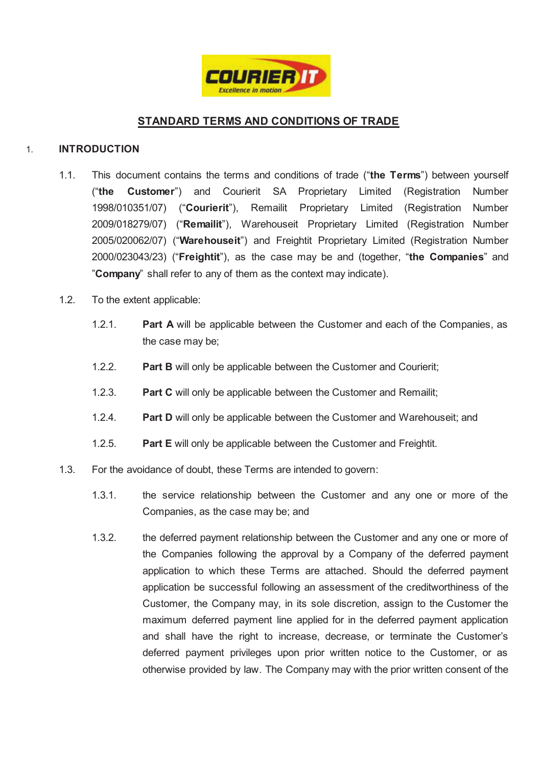## STANDARD TERMS AND CONDITIONS OF TRADE

1. **INTRODUCTION**

1.1. This document contains the terms and conditions of trade ("**the Terms**") between yourself ("**the Customer**") and Courierit SA Proprietary Limited (Registration Number 1998/010351/07) ("**Courierit**"), Remailit Proprietary Limited (Registration Number 2009/018279/07) ("**Remailit**"), Warehouseit Proprietary Limited (Registration Number 2005/020062/07) ("**Warehouseit**") and Freightit Proprietary Limited (Registration Number 2000/023043/23) ("**Freightit**"), as the case may be and (together, "**the Companies**" and "**Company**" shall refer to any of them as the context may indicate).

1.2. To the extent applicable:

1.2.1. **Part A** will be applicable between the Customer and each of the Companies, as the case may be;

1.2.2. **Part B** will only be applicable between the Customer and Courierit;

1.2.3. **Part C** will only be applicable between the Customer and Remailit;

1.2.4. **Part D** will only be applicable between the Customer and Warehouseit; and

1.2.5. **Part E** will only be applicable between the Customer and Freightit.

1.3. For the avoidance of doubt, these Terms are intended to govern:

1.3.1. the service relationship between the Customer and any one or more of the Companies, as the case may be; and

1.3.2. the deferred payment relationship between the Customer and any one or more of the Companies following the approval by a Company of the deferred payment application to which these Terms are attached. Should the deferred payment application be successful following an assessment of the creditworthiness of the Customer, the Company may, in its sole discretion, assign to the Customer the maximum deferred payment line applied for in the deferred payment application and shall have the right to increase, decrease, or terminate the Customer's deferred payment privileges upon prior written notice to the Customer, or as otherwise provided by law. The Company may with the prior written consent of the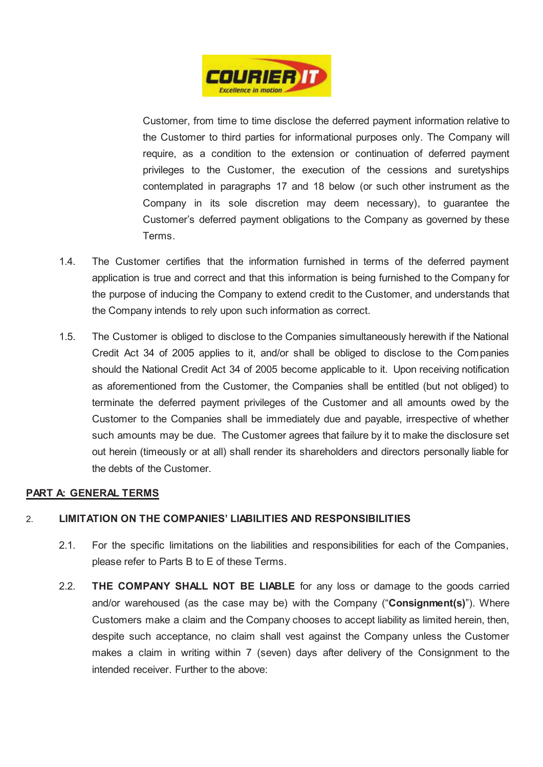Customer, from time to time disclose the deferred payment information relative to the Customer to third parties for informational purposes only. The Company will require, as a condition to the extension or continuation of deferred payment privileges to the Customer, the execution of the cessions and suretyships contemplated in paragraphs 17 and 18 below (or such other instrument as the Company in its sole discretion may deem necessary), to guarantee the Customer's deferred payment obligations to the Company as governed by these Terms.

1.4. The Customer certifies that the information furnished in terms of the deferred payment application is true and correct and that this information is being furnished to the Company for the purpose of inducing the Company to extend credit to the Customer, and understands that the Company intends to rely upon such information as correct.

1.5. The Customer is obliged to disclose to the Companies simultaneously herewith if the National Credit Act 34 of 2005 applies to it, and/or shall be obliged to disclose to the Companies should the National Credit Act 34 of 2005 become applicable to it. Upon receiving notification as aforementioned from the Customer, the Companies shall be entitled (but not obliged) to terminate the deferred payment privileges of the Customer and all amounts owed by the Customer to the Companies shall be immediately due and payable, irrespective of whether such amounts may be due. The Customer agrees that failure by it to make the disclosure set out herein (timeously or at all) shall render its shareholders and directors personally liable for the debts of the Customer.

## PART A: GENERAL TERMS

### 2. LIMITATION ON THE COMPANIES' LIABILITIES AND RESPONSIBILITIES

2.1. For the specific limitations on the liabilities and responsibilities for each of the Companies, please refer to Parts B to E of these Terms.

2.2. **THE COMPANY SHALL NOT BE LIABLE** for any loss or damage to the goods carried and/or warehoused (as the case may be) with the Company ("**Consignment(s)**"). Where Customers make a claim and the Company chooses to accept liability as limited herein, then, despite such acceptance, no claim shall vest against the Company unless the Customer makes a claim in writing within 7 (seven) days after delivery of the Consignment to the intended receiver. Further to the above: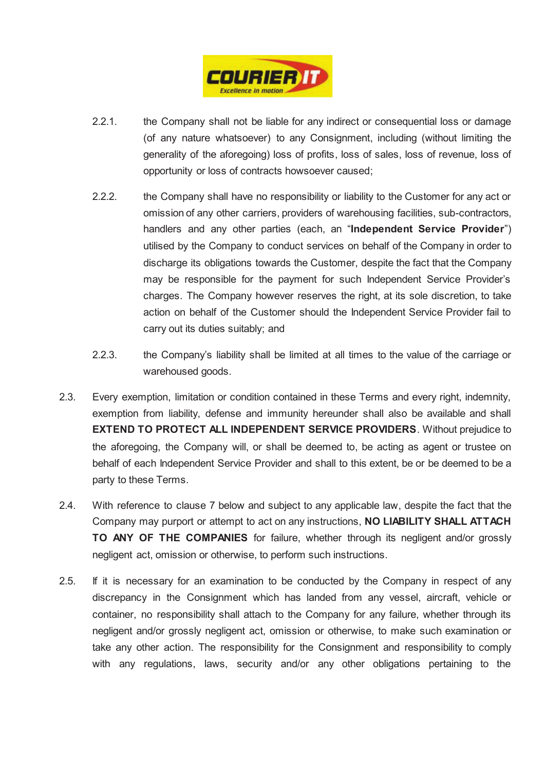2.2.1. the Company shall not be liable for any indirect or consequential loss or damage (of any nature whatsoever) to any Consignment, including (without limiting the generality of the aforegoing) loss of profits, loss of sales, loss of revenue, loss of opportunity or loss of contracts howsoever caused;

2.2.2. the Company shall have no responsibility or liability to the Customer for any act or omission of any other carriers, providers of warehousing facilities, sub-contractors, handlers and any other parties (each, an "**Independent Service Provider**") utilised by the Company to conduct services on behalf of the Company in order to discharge its obligations towards the Customer, despite the fact that the Company may be responsible for the payment for such Independent Service Provider's charges. The Company however reserves the right, at its sole discretion, to take action on behalf of the Customer should the Independent Service Provider fail to carry out its duties suitably; and

2.2.3. the Company's liability shall be limited at all times to the value of the carriage or warehoused goods.

2.3. Every exemption, limitation or condition contained in these Terms and every right, indemnity, exemption from liability, defense and immunity hereunder shall also be available and shall **EXTEND TO PROTECT ALL INDEPENDENT SERVICE PROVIDERS**. Without prejudice to the aforegoing, the Company will, or shall be deemed to, be acting as agent or trustee on behalf of each Independent Service Provider and shall to this extent, be or be deemed to be a party to these Terms.

2.4. With reference to clause 7 below and subject to any applicable law, despite the fact that the Company may purport or attempt to act on any instructions, **NO LIABILITY SHALL ATTACH TO ANY OF THE COMPANIES** for failure, whether through its negligent and/or grossly negligent act, omission or otherwise, to perform such instructions.

2.5. If it is necessary for an examination to be conducted by the Company in respect of any discrepancy in the Consignment which has landed from any vessel, aircraft, vehicle or container, no responsibility shall attach to the Company for any failure, whether through its negligent and/or grossly negligent act, omission or otherwise, to make such examination or take any other action. The responsibility for the Consignment and responsibility to comply with any regulations, laws, security and/or any other obligations pertaining to the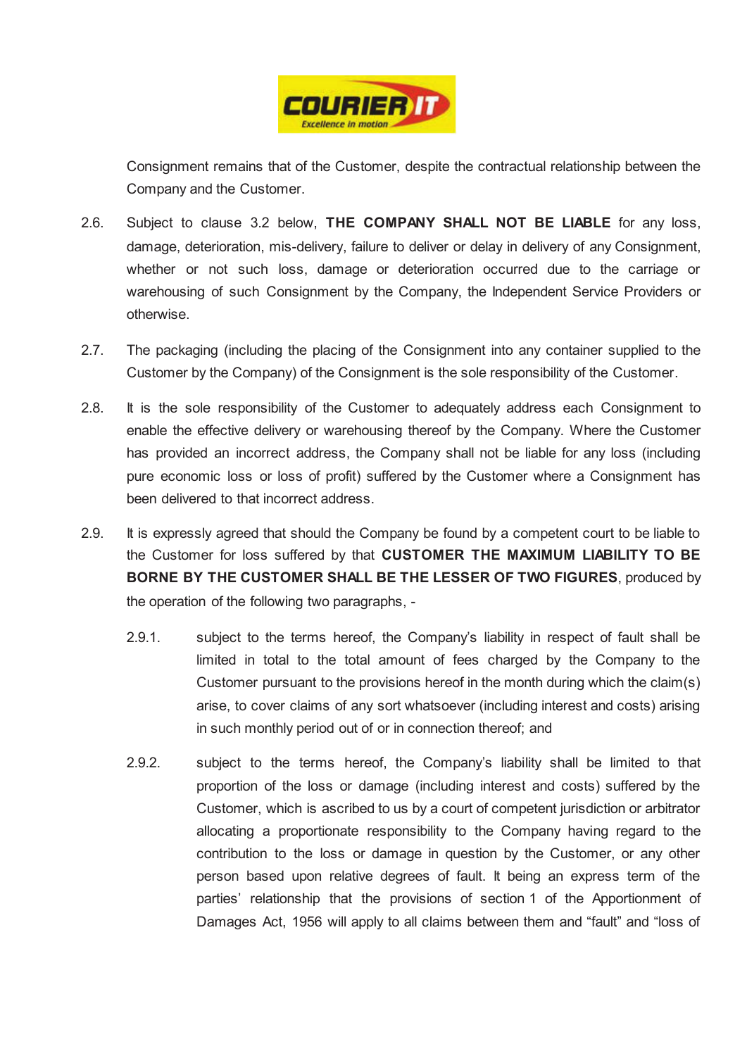Consignment remains that of the Customer, despite the contractual relationship between the Company and the Customer.

2.6. Subject to clause 3.2 below, **THE COMPANY SHALL NOT BE LIABLE** for any loss, damage, deterioration, mis-delivery, failure to deliver or delay in delivery of any Consignment, whether or not such loss, damage or deterioration occurred due to the carriage or warehousing of such Consignment by the Company, the Independent Service Providers or otherwise.

2.7. The packaging (including the placing of the Consignment into any container supplied to the Customer by the Company) of the Consignment is the sole responsibility of the Customer.

2.8. It is the sole responsibility of the Customer to adequately address each Consignment to enable the effective delivery or warehousing thereof by the Company. Where the Customer has provided an incorrect address, the Company shall not be liable for any loss (including pure economic loss or loss of profit) suffered by the Customer where a Consignment has been delivered to that incorrect address.

2.9. It is expressly agreed that should the Company be found by a competent court to be liable to the Customer for loss suffered by that **CUSTOMER THE MAXIMUM LIABILITY TO BE BORNE BY THE CUSTOMER SHALL BE THE LESSER OF TWO FIGURES**, produced by the operation of the following two paragraphs, -

2.9.1. subject to the terms hereof, the Company's liability in respect of fault shall be limited in total to the total amount of fees charged by the Company to the Customer pursuant to the provisions hereof in the month during which the claim(s) arise, to cover claims of any sort whatsoever (including interest and costs) arising in such monthly period out of or in connection thereof; and

2.9.2. subject to the terms hereof, the Company's liability shall be limited to that proportion of the loss or damage (including interest and costs) suffered by the Customer, which is ascribed to us by a court of competent jurisdiction or arbitrator allocating a proportionate responsibility to the Company having regard to the contribution to the loss or damage in question by the Customer, or any other person based upon relative degrees of fault. It being an express term of the parties' relationship that the provisions of section 1 of the Apportionment of Damages Act, 1956 will apply to all claims between them and "fault" and "loss of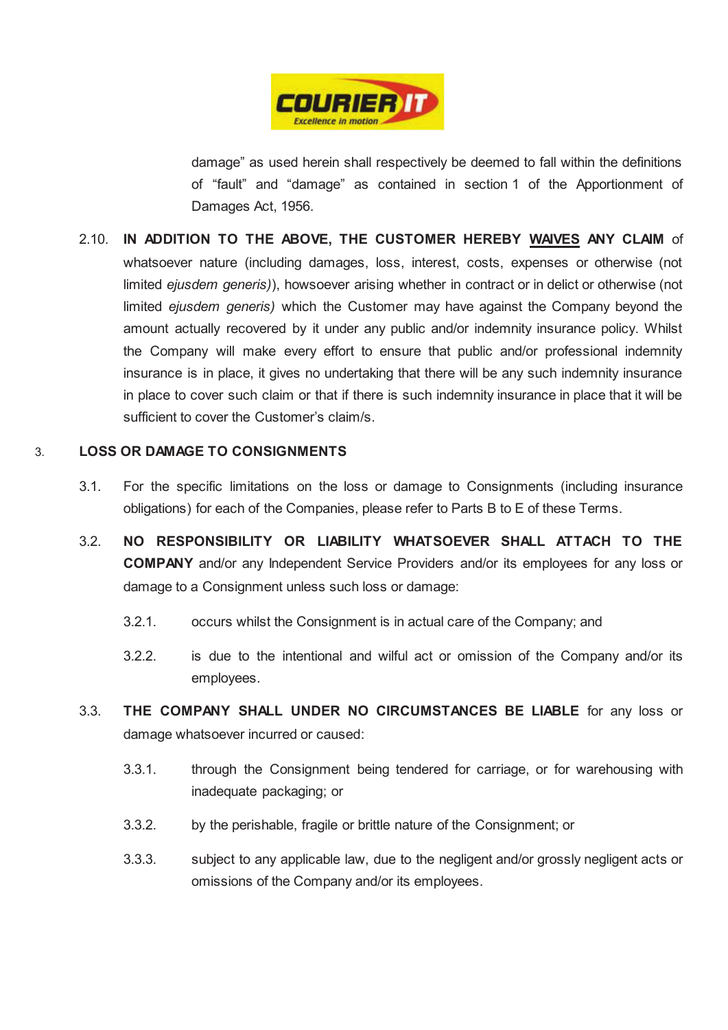damage" as used herein shall respectively be deemed to fall within the definitions of "fault" and "damage" as contained in section 1 of the Apportionment of Damages Act, 1956.

2.10. **IN ADDITION TO THE ABOVE, THE CUSTOMER HEREBY <u>WAIVES</u> ANY CLAIM** of whatsoever nature (including damages, loss, interest, costs, expenses or otherwise (not limited *ejusdem generis)*), howsoever arising whether in contract or in delict or otherwise (not limited *ejusdem generis)* which the Customer may have against the Company beyond the amount actually recovered by it under any public and/or indemnity insurance policy. Whilst the Company will make every effort to ensure that public and/or professional indemnity insurance is in place, it gives no undertaking that there will be any such indemnity insurance in place to cover such claim or that if there is such indemnity insurance in place that it will be sufficient to cover the Customer's claim/s.

## 3. LOSS OR DAMAGE TO CONSIGNMENTS

3.1. For the specific limitations on the loss or damage to Consignments (including insurance obligations) for each of the Companies, please refer to Parts B to E of these Terms.

3.2. **NO RESPONSIBILITY OR LIABILITY WHATSOEVER SHALL ATTACH TO THE COMPANY** and/or any Independent Service Providers and/or its employees for any loss or damage to a Consignment unless such loss or damage:

3.2.1. occurs whilst the Consignment is in actual care of the Company; and

3.2.2. is due to the intentional and wilful act or omission of the Company and/or its employees.

3.3. **THE COMPANY SHALL UNDER NO CIRCUMSTANCES BE LIABLE** for any loss or damage whatsoever incurred or caused:

3.3.1. through the Consignment being tendered for carriage, or for warehousing with inadequate packaging; or

3.3.2. by the perishable, fragile or brittle nature of the Consignment; or

3.3.3. subject to any applicable law, due to the negligent and/or grossly negligent acts or omissions of the Company and/or its employees.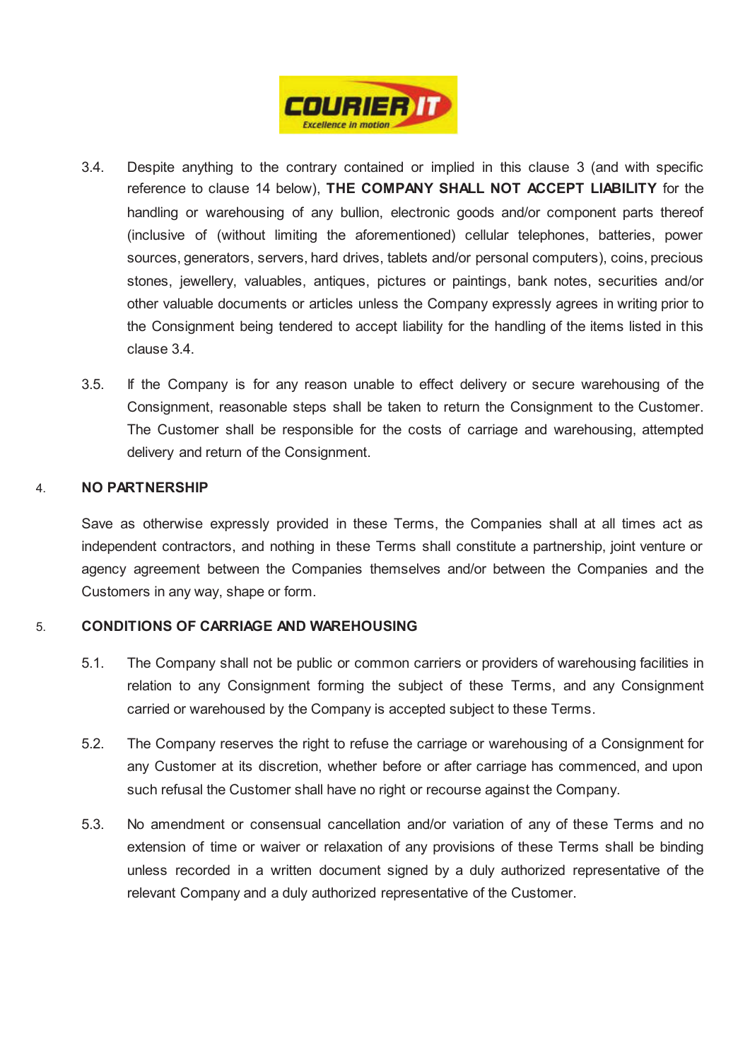3.4. Despite anything to the contrary contained or implied in this clause 3 (and with specific reference to clause 14 below), **THE COMPANY SHALL NOT ACCEPT LIABILITY** for the handling or warehousing of any bullion, electronic goods and/or component parts thereof (inclusive of (without limiting the aforementioned) cellular telephones, batteries, power sources, generators, servers, hard drives, tablets and/or personal computers), coins, precious stones, jewellery, valuables, antiques, pictures or paintings, bank notes, securities and/or other valuable documents or articles unless the Company expressly agrees in writing prior to the Consignment being tendered to accept liability for the handling of the items listed in this clause 3.4.

3.5. If the Company is for any reason unable to effect delivery or secure warehousing of the Consignment, reasonable steps shall be taken to return the Consignment to the Customer. The Customer shall be responsible for the costs of carriage and warehousing, attempted delivery and return of the Consignment.

## 4. NO PARTNERSHIP

Save as otherwise expressly provided in these Terms, the Companies shall at all times act as independent contractors, and nothing in these Terms shall constitute a partnership, joint venture or agency agreement between the Companies themselves and/or between the Companies and the Customers in any way, shape or form.

## 5. CONDITIONS OF CARRIAGE AND WAREHOUSING

5.1. The Company shall not be public or common carriers or providers of warehousing facilities in relation to any Consignment forming the subject of these Terms, and any Consignment carried or warehoused by the Company is accepted subject to these Terms.

5.2. The Company reserves the right to refuse the carriage or warehousing of a Consignment for any Customer at its discretion, whether before or after carriage has commenced, and upon such refusal the Customer shall have no right or recourse against the Company.

5.3. No amendment or consensual cancellation and/or variation of any of these Terms and no extension of time or waiver or relaxation of any provisions of these Terms shall be binding unless recorded in a written document signed by a duly authorized representative of the relevant Company and a duly authorized representative of the Customer.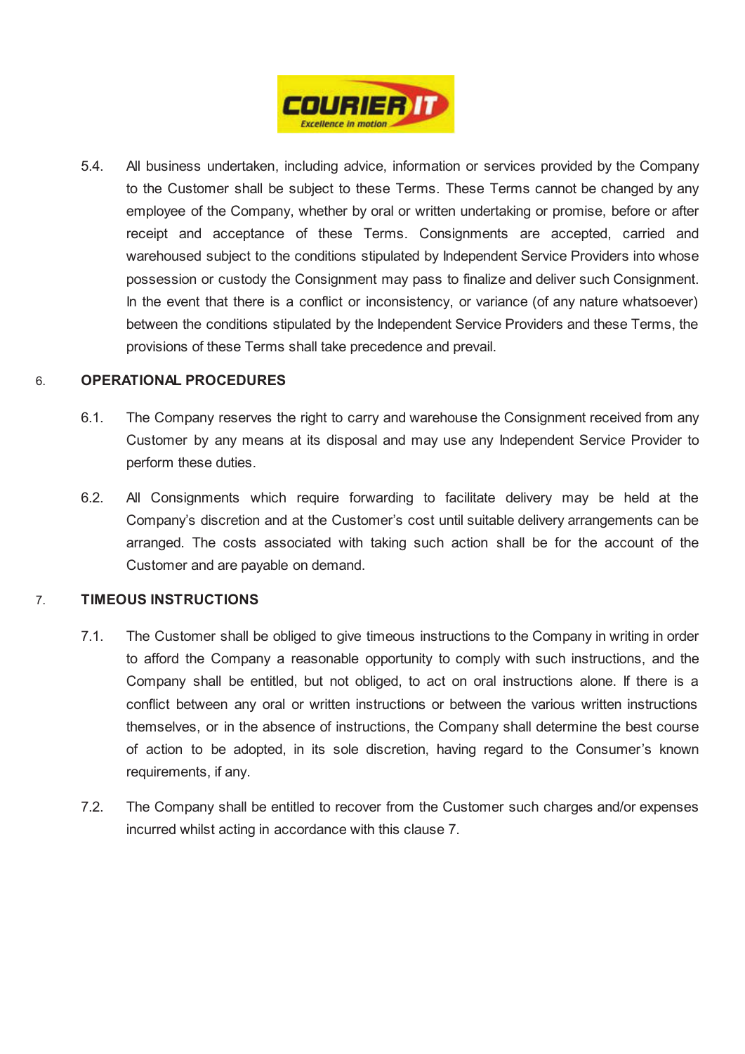5.4. All business undertaken, including advice, information or services provided by the Company to the Customer shall be subject to these Terms. These Terms cannot be changed by any employee of the Company, whether by oral or written undertaking or promise, before or after receipt and acceptance of these Terms. Consignments are accepted, carried and warehoused subject to the conditions stipulated by Independent Service Providers into whose possession or custody the Consignment may pass to finalize and deliver such Consignment. In the event that there is a conflict or inconsistency, or variance (of any nature whatsoever) between the conditions stipulated by the Independent Service Providers and these Terms, the provisions of these Terms shall take precedence and prevail.

## 6. OPERATIONAL PROCEDURES

6.1. The Company reserves the right to carry and warehouse the Consignment received from any Customer by any means at its disposal and may use any Independent Service Provider to perform these duties.

6.2. All Consignments which require forwarding to facilitate delivery may be held at the Company's discretion and at the Customer's cost until suitable delivery arrangements can be arranged. The costs associated with taking such action shall be for the account of the Customer and are payable on demand.

## 7. TIMEOUS INSTRUCTIONS

7.1. The Customer shall be obliged to give timeous instructions to the Company in writing in order to afford the Company a reasonable opportunity to comply with such instructions, and the Company shall be entitled, but not obliged, to act on oral instructions alone. If there is a conflict between any oral or written instructions or between the various written instructions themselves, or in the absence of instructions, the Company shall determine the best course of action to be adopted, in its sole discretion, having regard to the Consumer's known requirements, if any.

7.2. The Company shall be entitled to recover from the Customer such charges and/or expenses incurred whilst acting in accordance with this clause 7.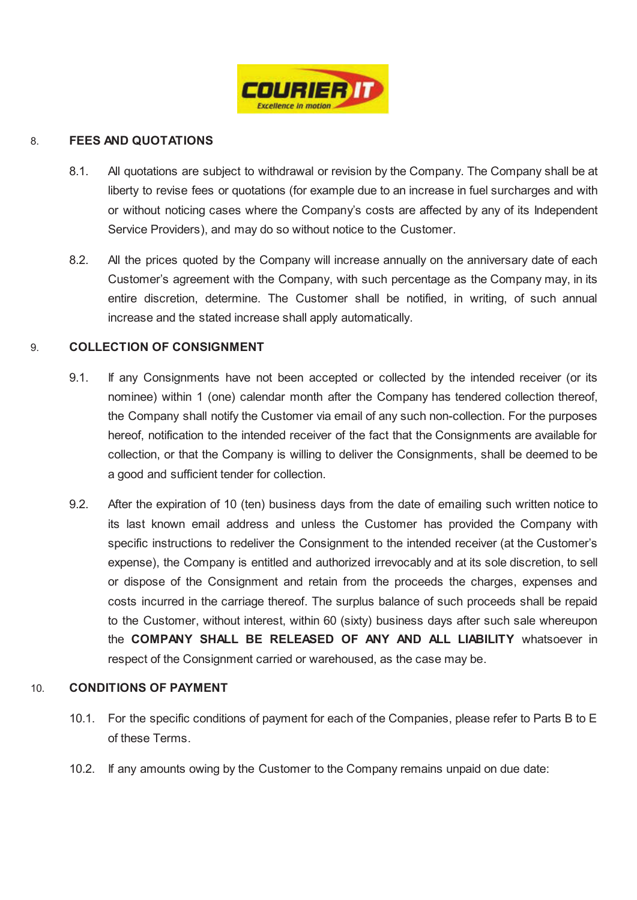## 8. FEES AND QUOTATIONS

8.1. All quotations are subject to withdrawal or revision by the Company. The Company shall be at liberty to revise fees or quotations (for example due to an increase in fuel surcharges and with or without noticing cases where the Company's costs are affected by any of its Independent Service Providers), and may do so without notice to the Customer.

8.2. All the prices quoted by the Company will increase annually on the anniversary date of each Customer's agreement with the Company, with such percentage as the Company may, in its entire discretion, determine. The Customer shall be notified, in writing, of such annual increase and the stated increase shall apply automatically.

## 9. COLLECTION OF CONSIGNMENT

9.1. If any Consignments have not been accepted or collected by the intended receiver (or its nominee) within 1 (one) calendar month after the Company has tendered collection thereof, the Company shall notify the Customer via email of any such non-collection. For the purposes hereof, notification to the intended receiver of the fact that the Consignments are available for collection, or that the Company is willing to deliver the Consignments, shall be deemed to be a good and sufficient tender for collection.

9.2. After the expiration of 10 (ten) business days from the date of emailing such written notice to its last known email address and unless the Customer has provided the Company with specific instructions to redeliver the Consignment to the intended receiver (at the Customer's expense), the Company is entitled and authorized irrevocably and at its sole discretion, to sell or dispose of the Consignment and retain from the proceeds the charges, expenses and costs incurred in the carriage thereof. The surplus balance of such proceeds shall be repaid to the Customer, without interest, within 60 (sixty) business days after such sale whereupon the **COMPANY SHALL BE RELEASED OF ANY AND ALL LIABILITY** whatsoever in respect of the Consignment carried or warehoused, as the case may be.

## 10. CONDITIONS OF PAYMENT

10.1. For the specific conditions of payment for each of the Companies, please refer to Parts B to E of these Terms.

10.2. If any amounts owing by the Customer to the Company remains unpaid on due date: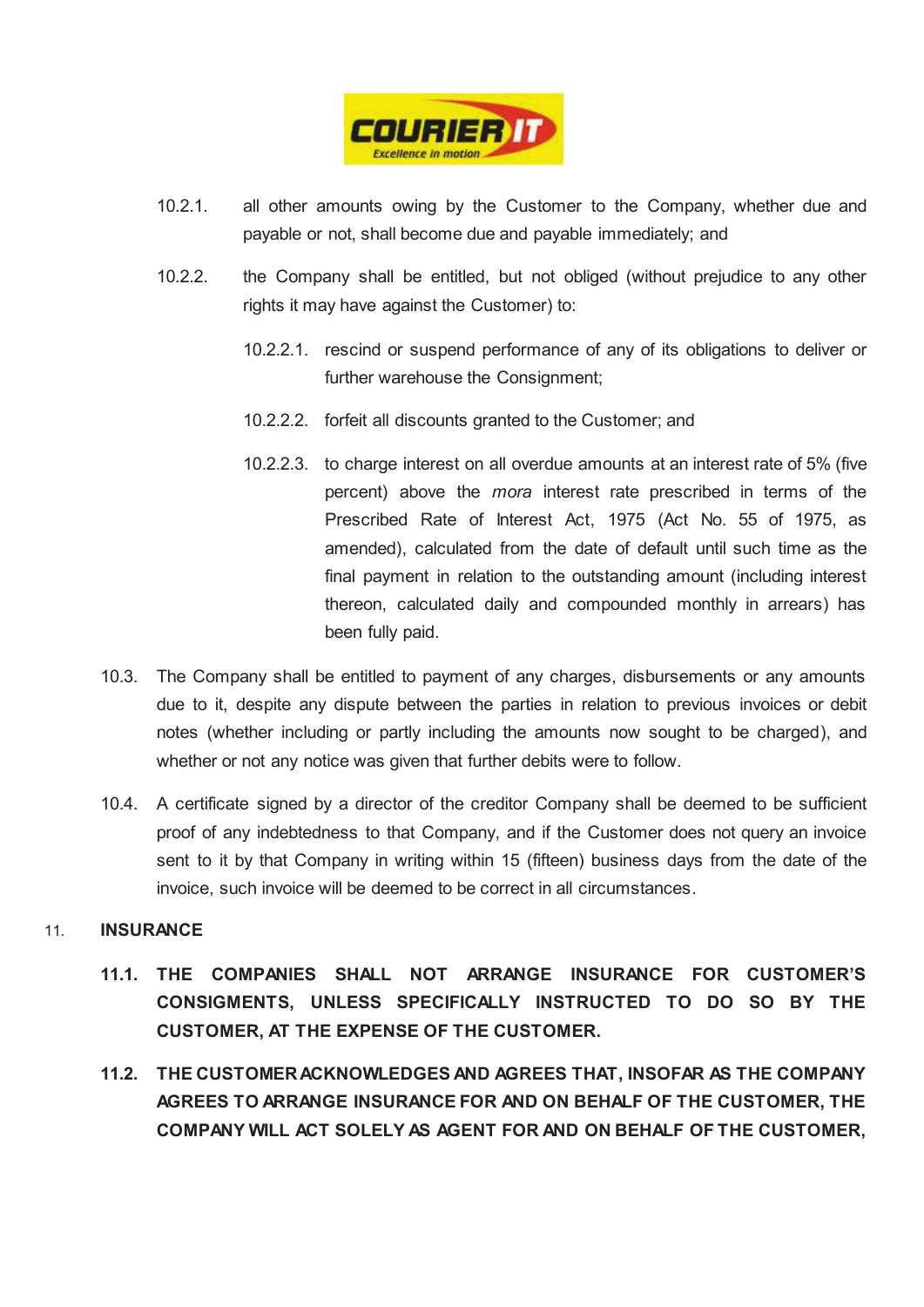10.2.1. all other amounts owing by the Customer to the Company, whether due and payable or not, shall become due and payable immediately; and

10.2.2. the Company shall be entitled, but not obliged (without prejudice to any other rights it may have against the Customer) to:

10.2.2.1. rescind or suspend performance of any of its obligations to deliver or further warehouse the Consignment;

10.2.2.2. forfeit all discounts granted to the Customer; and

10.2.2.3. to charge interest on all overdue amounts at an interest rate of 5% (five percent) above the *mora* interest rate prescribed in terms of the Prescribed Rate of Interest Act, 1975 (Act No. 55 of 1975, as amended), calculated from the date of default until such time as the final payment in relation to the outstanding amount (including interest thereon, calculated daily and compounded monthly in arrears) has been fully paid.

10.3. The Company shall be entitled to payment of any charges, disbursements or any amounts due to it, despite any dispute between the parties in relation to previous invoices or debit notes (whether including or partly including the amounts now sought to be charged), and whether or not any notice was given that further debits were to follow.

10.4. A certificate signed by a director of the creditor Company shall be deemed to be sufficient proof of any indebtedness to that Company, and if the Customer does not query an invoice sent to it by that Company in writing within 15 (fifteen) business days from the date of the invoice, such invoice will be deemed to be correct in all circumstances.

## 11. INSURANCE

**11.1. THE COMPANIES SHALL NOT ARRANGE INSURANCE FOR CUSTOMER'S CONSIGMENTS, UNLESS SPECIFICALLY INSTRUCTED TO DO SO BY THE CUSTOMER, AT THE EXPENSE OF THE CUSTOMER.**

**11.2. THE CUSTOMER ACKNOWLEDGES AND AGREES THAT, INSOFAR AS THE COMPANY AGREES TO ARRANGE INSURANCE FOR AND ON BEHALF OF THE CUSTOMER, THE COMPANY WILL ACT SOLELY AS AGENT FOR AND ON BEHALF OF THE CUSTOMER,**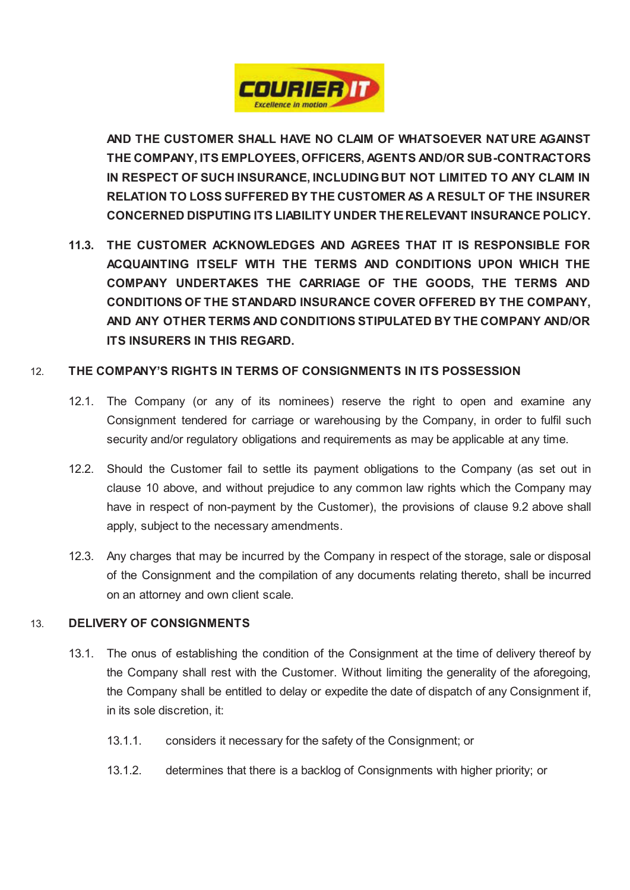**AND THE CUSTOMER SHALL HAVE NO CLAIM OF WHATSOEVER NATURE AGAINST THE COMPANY, ITS EMPLOYEES, OFFICERS, AGENTS AND/OR SUB-CONTRACTORS IN RESPECT OF SUCH INSURANCE, INCLUDING BUT NOT LIMITED TO ANY CLAIM IN RELATION TO LOSS SUFFERED BY THE CUSTOMER AS A RESULT OF THE INSURER CONCERNED DISPUTING ITS LIABILITY UNDER THE RELEVANT INSURANCE POLICY.**

**11.3. THE CUSTOMER ACKNOWLEDGES AND AGREES THAT IT IS RESPONSIBLE FOR ACQUAINTING ITSELF WITH THE TERMS AND CONDITIONS UPON WHICH THE COMPANY UNDERTAKES THE CARRIAGE OF THE GOODS, THE TERMS AND CONDITIONS OF THE STANDARD INSURANCE COVER OFFERED BY THE COMPANY, AND ANY OTHER TERMS AND CONDITIONS STIPULATED BY THE COMPANY AND/OR ITS INSURERS IN THIS REGARD.**

## 12. THE COMPANY'S RIGHTS IN TERMS OF CONSIGNMENTS IN ITS POSSESSION

12.1. The Company (or any of its nominees) reserve the right to open and examine any Consignment tendered for carriage or warehousing by the Company, in order to fulfil such security and/or regulatory obligations and requirements as may be applicable at any time.

12.2. Should the Customer fail to settle its payment obligations to the Company (as set out in clause 10 above, and without prejudice to any common law rights which the Company may have in respect of non-payment by the Customer), the provisions of clause 9.2 above shall apply, subject to the necessary amendments.

12.3. Any charges that may be incurred by the Company in respect of the storage, sale or disposal of the Consignment and the compilation of any documents relating thereto, shall be incurred on an attorney and own client scale.

## 13. DELIVERY OF CONSIGNMENTS

13.1. The onus of establishing the condition of the Consignment at the time of delivery thereof by the Company shall rest with the Customer. Without limiting the generality of the aforegoing, the Company shall be entitled to delay or expedite the date of dispatch of any Consignment if, in its sole discretion, it:

13.1.1. considers it necessary for the safety of the Consignment; or

13.1.2. determines that there is a backlog of Consignments with higher priority; or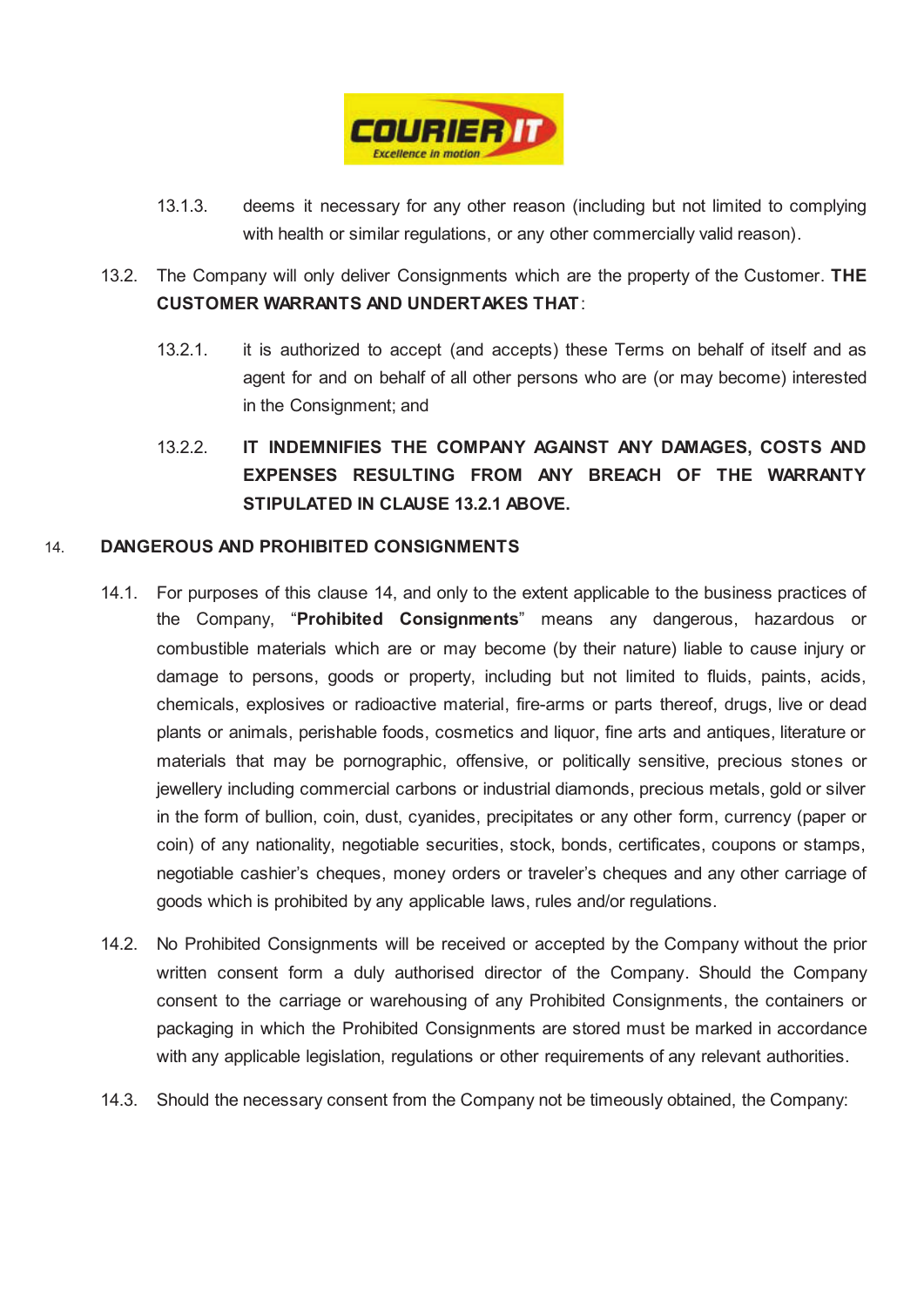13.1.3. deems it necessary for any other reason (including but not limited to complying with health or similar regulations, or any other commercially valid reason).

13.2. The Company will only deliver Consignments which are the property of the Customer. **THE CUSTOMER WARRANTS AND UNDERTAKES THAT**:

13.2.1. it is authorized to accept (and accepts) these Terms on behalf of itself and as agent for and on behalf of all other persons who are (or may become) interested in the Consignment; and

13.2.2. **IT INDEMNIFIES THE COMPANY AGAINST ANY DAMAGES, COSTS AND EXPENSES RESULTING FROM ANY BREACH OF THE WARRANTY STIPULATED IN CLAUSE 13.2.1 ABOVE.**

## 14. DANGEROUS AND PROHIBITED CONSIGNMENTS

14.1. For purposes of this clause 14, and only to the extent applicable to the business practices of the Company, "**Prohibited Consignments**" means any dangerous, hazardous or combustible materials which are or may become (by their nature) liable to cause injury or damage to persons, goods or property, including but not limited to fluids, paints, acids, chemicals, explosives or radioactive material, fire-arms or parts thereof, drugs, live or dead plants or animals, perishable foods, cosmetics and liquor, fine arts and antiques, literature or materials that may be pornographic, offensive, or politically sensitive, precious stones or jewellery including commercial carbons or industrial diamonds, precious metals, gold or silver in the form of bullion, coin, dust, cyanides, precipitates or any other form, currency (paper or coin) of any nationality, negotiable securities, stock, bonds, certificates, coupons or stamps, negotiable cashier's cheques, money orders or traveler's cheques and any other carriage of goods which is prohibited by any applicable laws, rules and/or regulations.

14.2. No Prohibited Consignments will be received or accepted by the Company without the prior written consent form a duly authorised director of the Company. Should the Company consent to the carriage or warehousing of any Prohibited Consignments, the containers or packaging in which the Prohibited Consignments are stored must be marked in accordance with any applicable legislation, regulations or other requirements of any relevant authorities.

14.3. Should the necessary consent from the Company not be timeously obtained, the Company: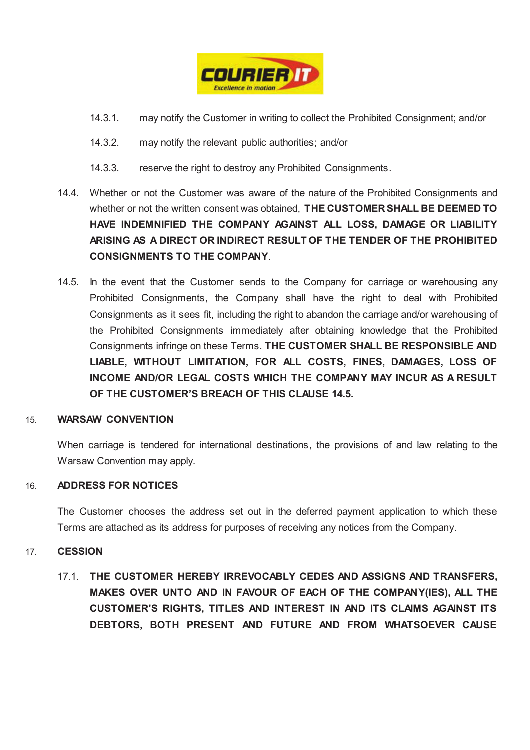14.3.1. may notify the Customer in writing to collect the Prohibited Consignment; and/or

14.3.2. may notify the relevant public authorities; and/or

14.3.3. reserve the right to destroy any Prohibited Consignments.

14.4. Whether or not the Customer was aware of the nature of the Prohibited Consignments and whether or not the written consent was obtained, **THE CUSTOMER SHALL BE DEEMED TO HAVE INDEMNIFIED THE COMPANY AGAINST ALL LOSS, DAMAGE OR LIABILITY ARISING AS A DIRECT OR INDIRECT RESULT OF THE TENDER OF THE PROHIBITED CONSIGNMENTS TO THE COMPANY**.

14.5. In the event that the Customer sends to the Company for carriage or warehousing any Prohibited Consignments, the Company shall have the right to deal with Prohibited Consignments as it sees fit, including the right to abandon the carriage and/or warehousing of the Prohibited Consignments immediately after obtaining knowledge that the Prohibited Consignments infringe on these Terms. **THE CUSTOMER SHALL BE RESPONSIBLE AND LIABLE, WITHOUT LIMITATION, FOR ALL COSTS, FINES, DAMAGES, LOSS OF INCOME AND/OR LEGAL COSTS WHICH THE COMPANY MAY INCUR AS A RESULT OF THE CUSTOMER'S BREACH OF THIS CLAUSE 14.5.**

## 15. WARSAW CONVENTION

When carriage is tendered for international destinations, the provisions of and law relating to the Warsaw Convention may apply.

## 16. ADDRESS FOR NOTICES

The Customer chooses the address set out in the deferred payment application to which these Terms are attached as its address for purposes of receiving any notices from the Company.

## 17. CESSION

17.1. **THE CUSTOMER HEREBY IRREVOCABLY CEDES AND ASSIGNS AND TRANSFERS, MAKES OVER UNTO AND IN FAVOUR OF EACH OF THE COMPANY(IES), ALL THE CUSTOMER'S RIGHTS, TITLES AND INTEREST IN AND ITS CLAIMS AGAINST ITS DEBTORS, BOTH PRESENT AND FUTURE AND FROM WHATSOEVER CAUSE**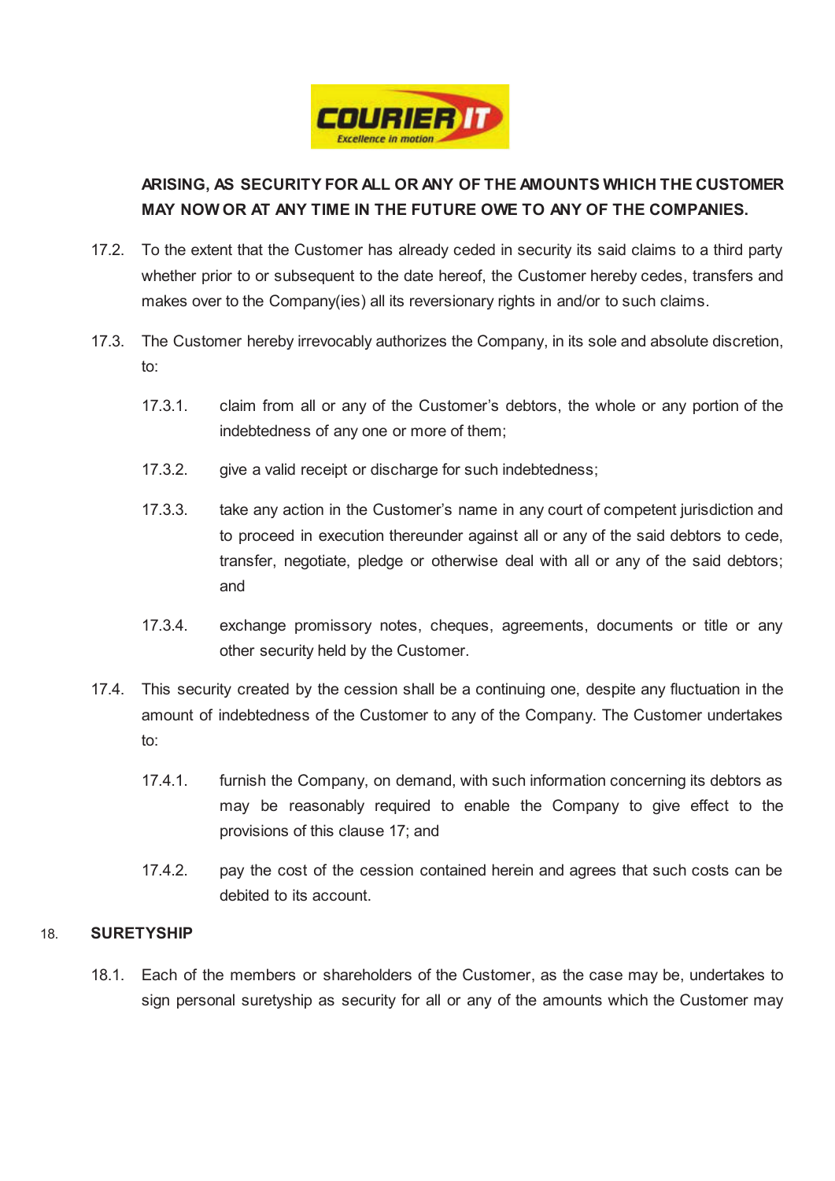**ARISING, AS SECURITY FOR ALL OR ANY OF THE AMOUNTS WHICH THE CUSTOMER MAY NOW OR AT ANY TIME IN THE FUTURE OWE TO ANY OF THE COMPANIES.**

17.2. To the extent that the Customer has already ceded in security its said claims to a third party whether prior to or subsequent to the date hereof, the Customer hereby cedes, transfers and makes over to the Company(ies) all its reversionary rights in and/or to such claims.

17.3. The Customer hereby irrevocably authorizes the Company, in its sole and absolute discretion, to:

17.3.1. claim from all or any of the Customer's debtors, the whole or any portion of the indebtedness of any one or more of them;

17.3.2. give a valid receipt or discharge for such indebtedness;

17.3.3. take any action in the Customer's name in any court of competent jurisdiction and to proceed in execution thereunder against all or any of the said debtors to cede, transfer, negotiate, pledge or otherwise deal with all or any of the said debtors; and

17.3.4. exchange promissory notes, cheques, agreements, documents or title or any other security held by the Customer.

17.4. This security created by the cession shall be a continuing one, despite any fluctuation in the amount of indebtedness of the Customer to any of the Company. The Customer undertakes to:

17.4.1. furnish the Company, on demand, with such information concerning its debtors as may be reasonably required to enable the Company to give effect to the provisions of this clause 17; and

17.4.2. pay the cost of the cession contained herein and agrees that such costs can be debited to its account.

## 18. SURETYSHIP

18.1. Each of the members or shareholders of the Customer, as the case may be, undertakes to sign personal suretyship as security for all or any of the amounts which the Customer may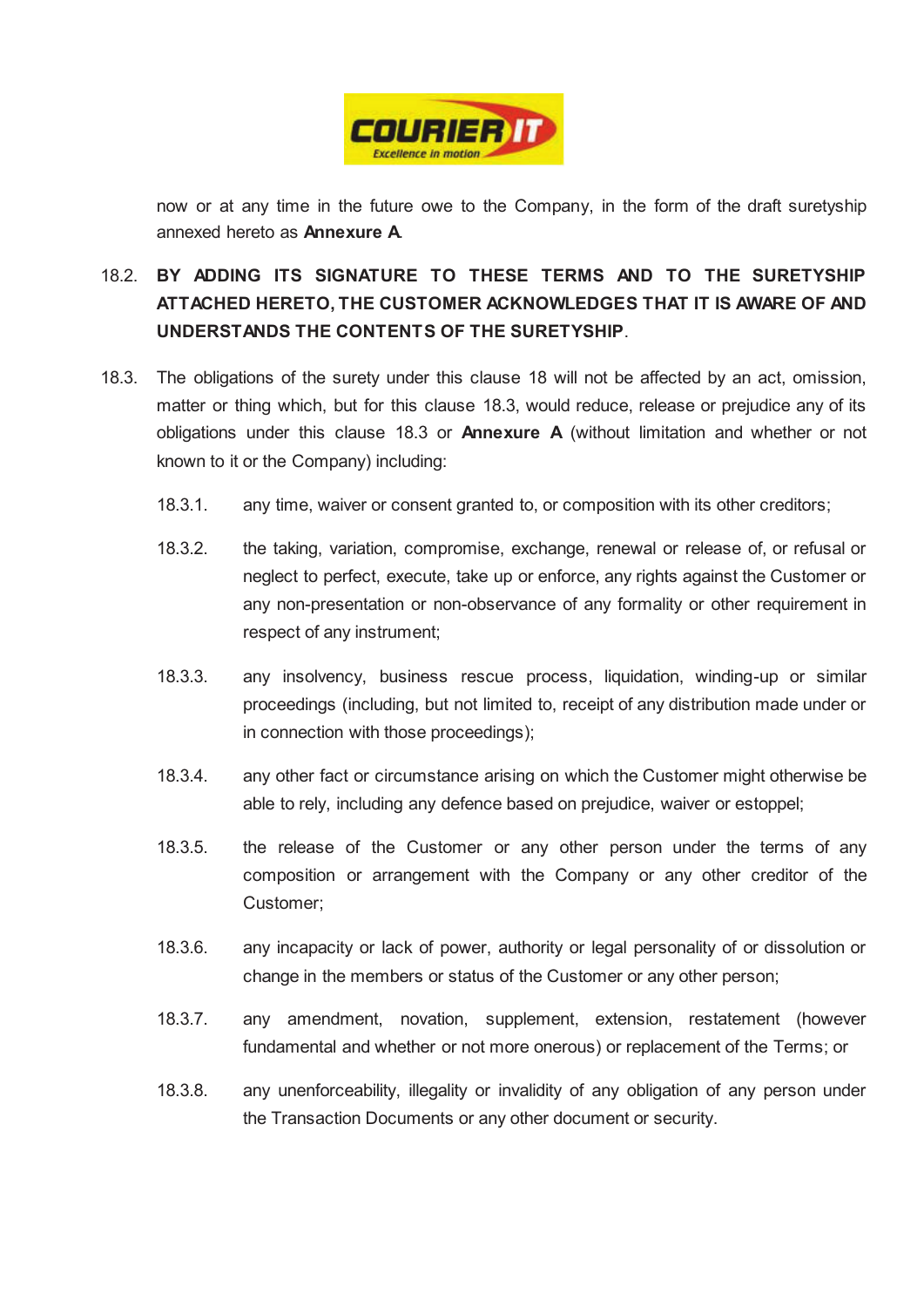now or at any time in the future owe to the Company, in the form of the draft suretyship annexed hereto as **Annexure A**.

18.2. **BY ADDING ITS SIGNATURE TO THESE TERMS AND TO THE SURETYSHIP ATTACHED HERETO, THE CUSTOMER ACKNOWLEDGES THAT IT IS AWARE OF AND UNDERSTANDS THE CONTENTS OF THE SURETYSHIP**.

18.3. The obligations of the surety under this clause 18 will not be affected by an act, omission, matter or thing which, but for this clause 18.3, would reduce, release or prejudice any of its obligations under this clause 18.3 or **Annexure A** (without limitation and whether or not known to it or the Company) including:

18.3.1. any time, waiver or consent granted to, or composition with its other creditors;

18.3.2. the taking, variation, compromise, exchange, renewal or release of, or refusal or neglect to perfect, execute, take up or enforce, any rights against the Customer or any non-presentation or non-observance of any formality or other requirement in respect of any instrument;

18.3.3. any insolvency, business rescue process, liquidation, winding-up or similar proceedings (including, but not limited to, receipt of any distribution made under or in connection with those proceedings);

18.3.4. any other fact or circumstance arising on which the Customer might otherwise be able to rely, including any defence based on prejudice, waiver or estoppel;

18.3.5. the release of the Customer or any other person under the terms of any composition or arrangement with the Company or any other creditor of the Customer;

18.3.6. any incapacity or lack of power, authority or legal personality of or dissolution or change in the members or status of the Customer or any other person;

18.3.7. any amendment, novation, supplement, extension, restatement (however fundamental and whether or not more onerous) or replacement of the Terms; or

18.3.8. any unenforceability, illegality or invalidity of any obligation of any person under the Transaction Documents or any other document or security.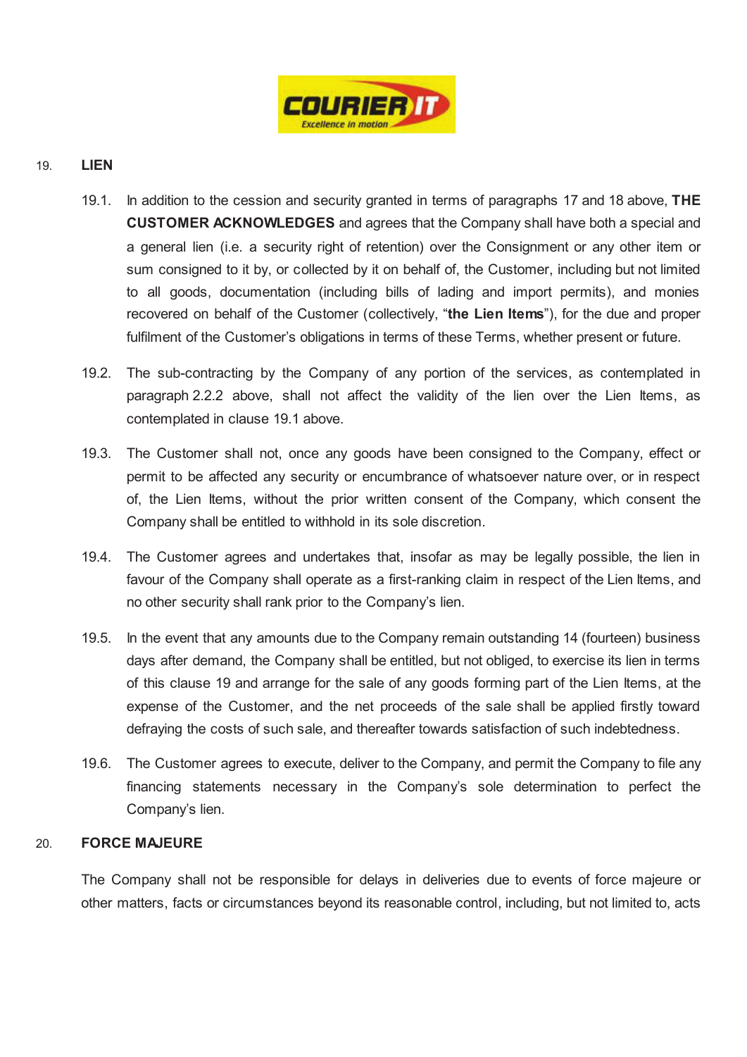## 19. LIEN

19.1. In addition to the cession and security granted in terms of paragraphs 17 and 18 above, **THE CUSTOMER ACKNOWLEDGES** and agrees that the Company shall have both a special and a general lien (i.e. a security right of retention) over the Consignment or any other item or sum consigned to it by, or collected by it on behalf of, the Customer, including but not limited to all goods, documentation (including bills of lading and import permits), and monies recovered on behalf of the Customer (collectively, "**the Lien Items**"), for the due and proper fulfilment of the Customer's obligations in terms of these Terms, whether present or future.

19.2. The sub-contracting by the Company of any portion of the services, as contemplated in paragraph 2.2.2 above, shall not affect the validity of the lien over the Lien Items, as contemplated in clause 19.1 above.

19.3. The Customer shall not, once any goods have been consigned to the Company, effect or permit to be affected any security or encumbrance of whatsoever nature over, or in respect of, the Lien Items, without the prior written consent of the Company, which consent the Company shall be entitled to withhold in its sole discretion.

19.4. The Customer agrees and undertakes that, insofar as may be legally possible, the lien in favour of the Company shall operate as a first-ranking claim in respect of the Lien Items, and no other security shall rank prior to the Company's lien.

19.5. In the event that any amounts due to the Company remain outstanding 14 (fourteen) business days after demand, the Company shall be entitled, but not obliged, to exercise its lien in terms of this clause 19 and arrange for the sale of any goods forming part of the Lien Items, at the expense of the Customer, and the net proceeds of the sale shall be applied firstly toward defraying the costs of such sale, and thereafter towards satisfaction of such indebtedness.

19.6. The Customer agrees to execute, deliver to the Company, and permit the Company to file any financing statements necessary in the Company's sole determination to perfect the Company's lien.

## 20. FORCE MAJEURE

The Company shall not be responsible for delays in deliveries due to events of force majeure or other matters, facts or circumstances beyond its reasonable control, including, but not limited to, acts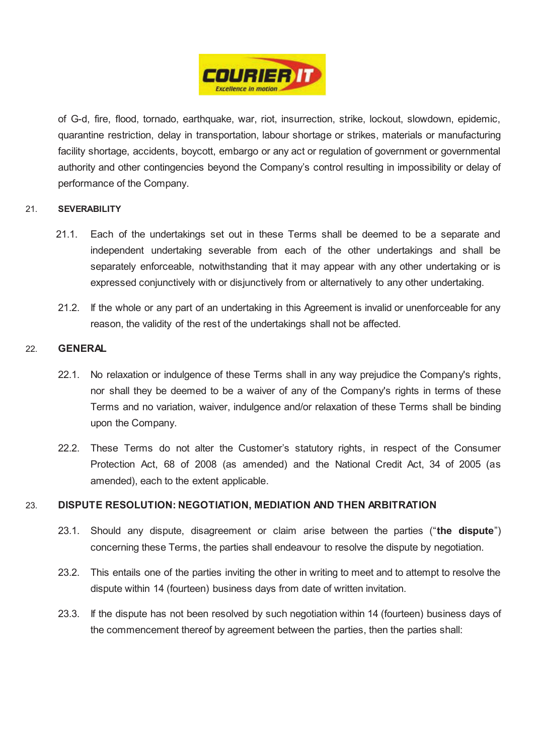of G-d, fire, flood, tornado, earthquake, war, riot, insurrection, strike, lockout, slowdown, epidemic, quarantine restriction, delay in transportation, labour shortage or strikes, materials or manufacturing facility shortage, accidents, boycott, embargo or any act or regulation of government or governmental authority and other contingencies beyond the Company's control resulting in impossibility or delay of performance of the Company.

## 21. SEVERABILITY

21.1. Each of the undertakings set out in these Terms shall be deemed to be a separate and independent undertaking severable from each of the other undertakings and shall be separately enforceable, notwithstanding that it may appear with any other undertaking or is expressed conjunctively with or disjunctively from or alternatively to any other undertaking.

21.2. If the whole or any part of an undertaking in this Agreement is invalid or unenforceable for any reason, the validity of the rest of the undertakings shall not be affected.

## 22. GENERAL

22.1. No relaxation or indulgence of these Terms shall in any way prejudice the Company's rights, nor shall they be deemed to be a waiver of any of the Company's rights in terms of these Terms and no variation, waiver, indulgence and/or relaxation of these Terms shall be binding upon the Company.

22.2. These Terms do not alter the Customer's statutory rights, in respect of the Consumer Protection Act, 68 of 2008 (as amended) and the National Credit Act, 34 of 2005 (as amended), each to the extent applicable.

## 23. DISPUTE RESOLUTION: NEGOTIATION, MEDIATION AND THEN ARBITRATION

23.1. Should any dispute, disagreement or claim arise between the parties ("**the dispute**") concerning these Terms, the parties shall endeavour to resolve the dispute by negotiation.

23.2. This entails one of the parties inviting the other in writing to meet and to attempt to resolve the dispute within 14 (fourteen) business days from date of written invitation.

23.3. If the dispute has not been resolved by such negotiation within 14 (fourteen) business days of the commencement thereof by agreement between the parties, then the parties shall: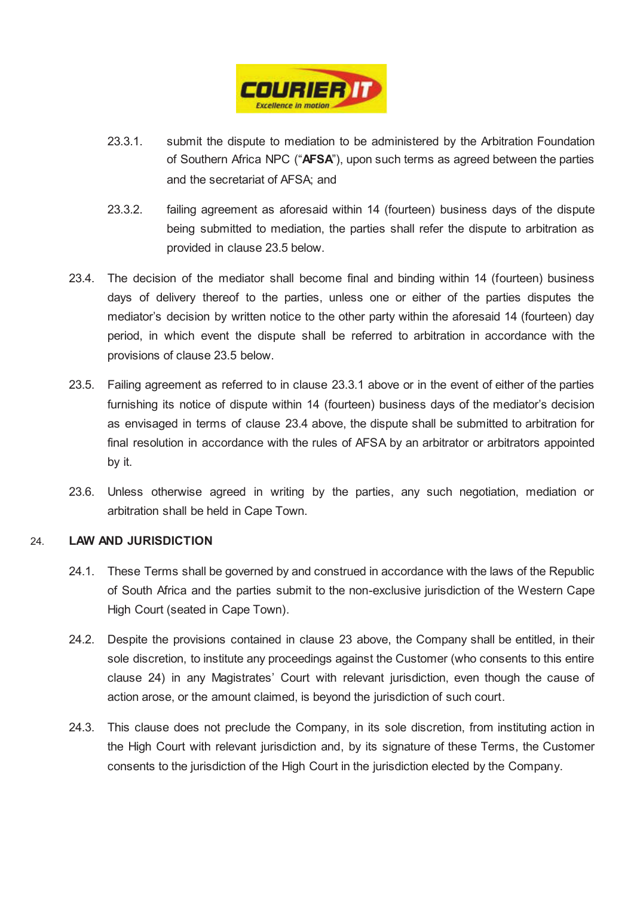23.3.1. submit the dispute to mediation to be administered by the Arbitration Foundation of Southern Africa NPC ("**AFSA**"), upon such terms as agreed between the parties and the secretariat of AFSA; and

23.3.2. failing agreement as aforesaid within 14 (fourteen) business days of the dispute being submitted to mediation, the parties shall refer the dispute to arbitration as provided in clause 23.5 below.

23.4. The decision of the mediator shall become final and binding within 14 (fourteen) business days of delivery thereof to the parties, unless one or either of the parties disputes the mediator's decision by written notice to the other party within the aforesaid 14 (fourteen) day period, in which event the dispute shall be referred to arbitration in accordance with the provisions of clause 23.5 below.

23.5. Failing agreement as referred to in clause 23.3.1 above or in the event of either of the parties furnishing its notice of dispute within 14 (fourteen) business days of the mediator's decision as envisaged in terms of clause 23.4 above, the dispute shall be submitted to arbitration for final resolution in accordance with the rules of AFSA by an arbitrator or arbitrators appointed by it.

23.6. Unless otherwise agreed in writing by the parties, any such negotiation, mediation or arbitration shall be held in Cape Town.

24. **LAW AND JURISDICTION**

24.1. These Terms shall be governed by and construed in accordance with the laws of the Republic of South Africa and the parties submit to the non-exclusive jurisdiction of the Western Cape High Court (seated in Cape Town).

24.2. Despite the provisions contained in clause 23 above, the Company shall be entitled, in their sole discretion, to institute any proceedings against the Customer (who consents to this entire clause 24) in any Magistrates' Court with relevant jurisdiction, even though the cause of action arose, or the amount claimed, is beyond the jurisdiction of such court.

24.3. This clause does not preclude the Company, in its sole discretion, from instituting action in the High Court with relevant jurisdiction and, by its signature of these Terms, the Customer consents to the jurisdiction of the High Court in the jurisdiction elected by the Company.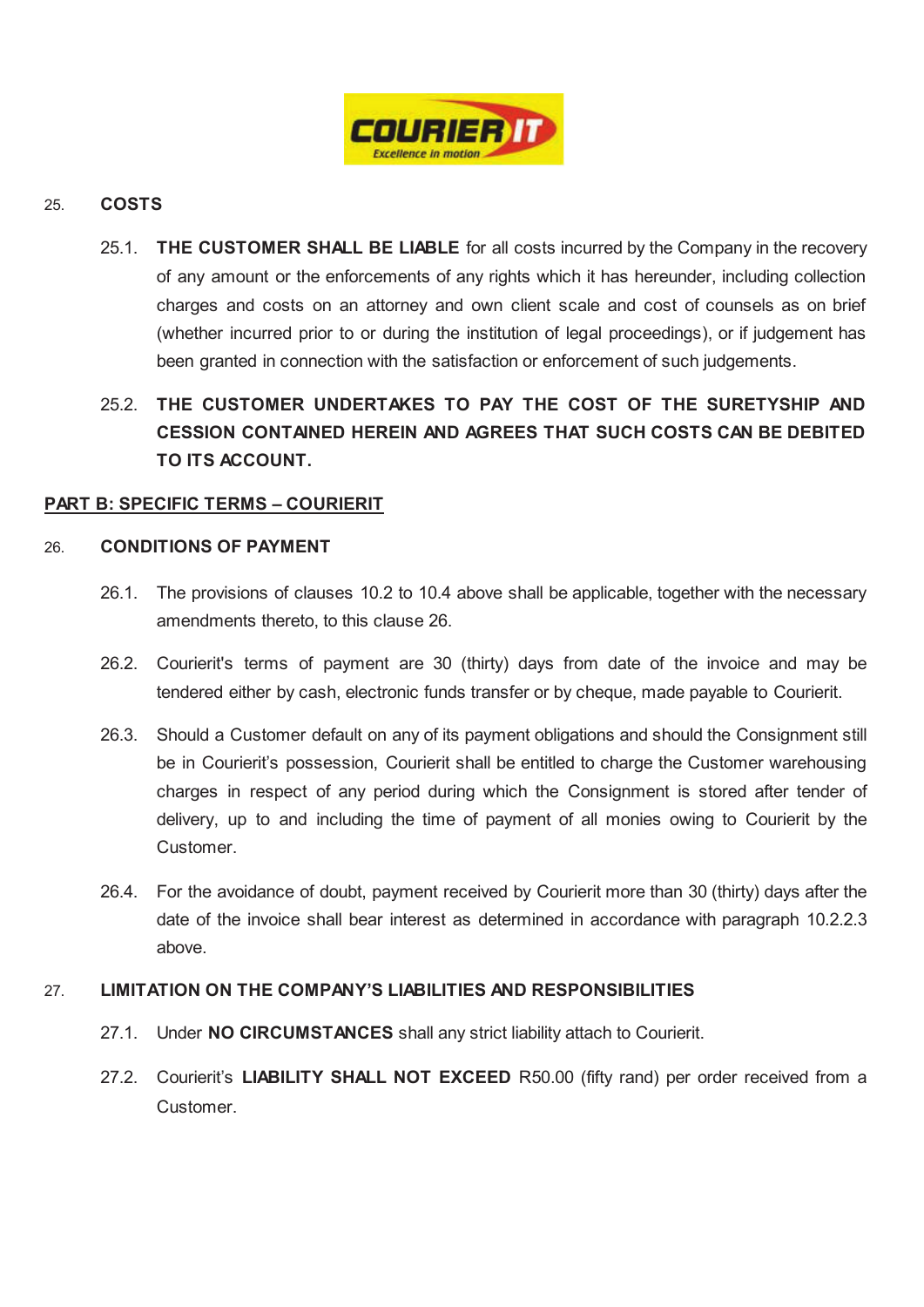## 25. COSTS

25.1. **THE CUSTOMER SHALL BE LIABLE** for all costs incurred by the Company in the recovery of any amount or the enforcements of any rights which it has hereunder, including collection charges and costs on an attorney and own client scale and cost of counsels as on brief (whether incurred prior to or during the institution of legal proceedings), or if judgement has been granted in connection with the satisfaction or enforcement of such judgements.

25.2. **THE CUSTOMER UNDERTAKES TO PAY THE COST OF THE SURETYSHIP AND CESSION CONTAINED HEREIN AND AGREES THAT SUCH COSTS CAN BE DEBITED TO ITS ACCOUNT.**

## PART B: SPECIFIC TERMS – COURIERIT

## 26. CONDITIONS OF PAYMENT

26.1. The provisions of clauses 10.2 to 10.4 above shall be applicable, together with the necessary amendments thereto, to this clause 26.

26.2. Courierit's terms of payment are 30 (thirty) days from date of the invoice and may be tendered either by cash, electronic funds transfer or by cheque, made payable to Courierit.

26.3. Should a Customer default on any of its payment obligations and should the Consignment still be in Courierit's possession, Courierit shall be entitled to charge the Customer warehousing charges in respect of any period during which the Consignment is stored after tender of delivery, up to and including the time of payment of all monies owing to Courierit by the Customer.

26.4. For the avoidance of doubt, payment received by Courierit more than 30 (thirty) days after the date of the invoice shall bear interest as determined in accordance with paragraph 10.2.2.3 above.

## 27. LIMITATION ON THE COMPANY'S LIABILITIES AND RESPONSIBILITIES

27.1. Under **NO CIRCUMSTANCES** shall any strict liability attach to Courierit.

27.2. Courierit's **LIABILITY SHALL NOT EXCEED** R50.00 (fifty rand) per order received from a Customer.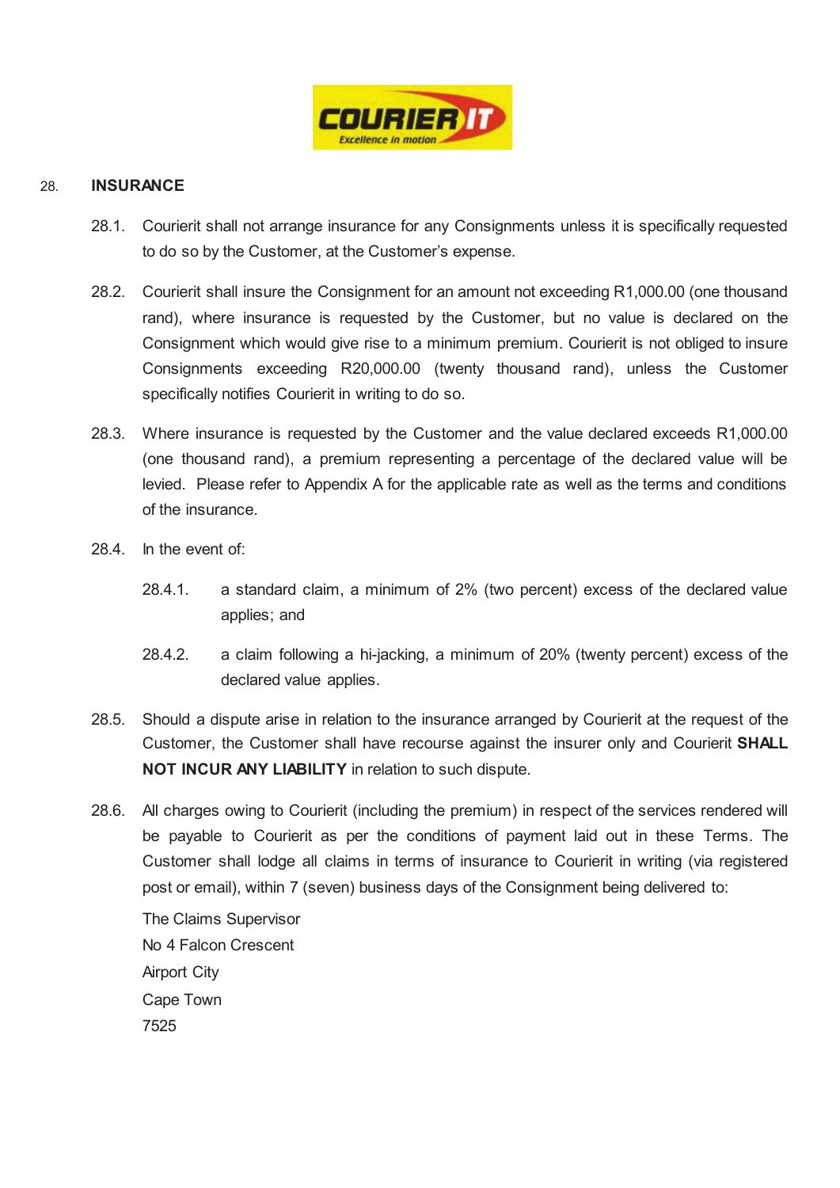## 28. INSURANCE

28.1. Courierit shall not arrange insurance for any Consignments unless it is specifically requested to do so by the Customer, at the Customer's expense.

28.2. Courierit shall insure the Consignment for an amount not exceeding R1,000.00 (one thousand rand), where insurance is requested by the Customer, but no value is declared on the Consignment which would give rise to a minimum premium. Courierit is not obliged to insure Consignments exceeding R20,000.00 (twenty thousand rand), unless the Customer specifically notifies Courierit in writing to do so.

28.3. Where insurance is requested by the Customer and the value declared exceeds R1,000.00 (one thousand rand), a premium representing a percentage of the declared value will be levied. Please refer to Appendix A for the applicable rate as well as the terms and conditions of the insurance.

28.4. In the event of:

28.4.1. a standard claim, a minimum of 2% (two percent) excess of the declared value applies; and

28.4.2. a claim following a hi-jacking, a minimum of 20% (twenty percent) excess of the declared value applies.

28.5. Should a dispute arise in relation to the insurance arranged by Courierit at the request of the Customer, the Customer shall have recourse against the insurer only and Courierit **SHALL NOT INCUR ANY LIABILITY** in relation to such dispute.

28.6. All charges owing to Courierit (including the premium) in respect of the services rendered will be payable to Courierit as per the conditions of payment laid out in these Terms. The Customer shall lodge all claims in terms of insurance to Courierit in writing (via registered post or email), within 7 (seven) business days of the Consignment being delivered to:

The Claims Supervisor
No 4 Falcon Crescent
Airport City
Cape Town
7525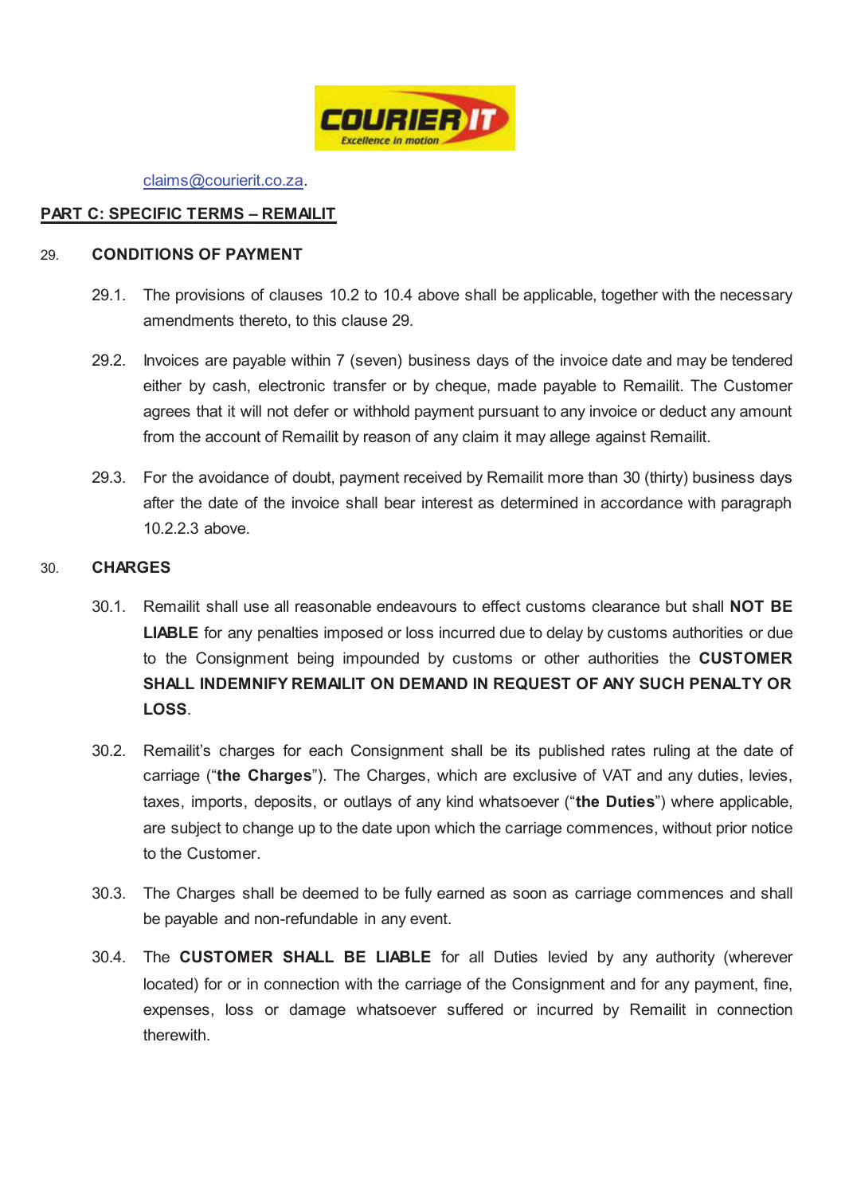claims@courierit.co.za.

## PART C: SPECIFIC TERMS – REMAILIT

### 29. CONDITIONS OF PAYMENT

29.1. The provisions of clauses 10.2 to 10.4 above shall be applicable, together with the necessary amendments thereto, to this clause 29.

29.2. Invoices are payable within 7 (seven) business days of the invoice date and may be tendered either by cash, electronic transfer or by cheque, made payable to Remailit. The Customer agrees that it will not defer or withhold payment pursuant to any invoice or deduct any amount from the account of Remailit by reason of any claim it may allege against Remailit.

29.3. For the avoidance of doubt, payment received by Remailit more than 30 (thirty) business days after the date of the invoice shall bear interest as determined in accordance with paragraph 10.2.2.3 above.

### 30. CHARGES

30.1. Remailit shall use all reasonable endeavours to effect customs clearance but shall **NOT BE LIABLE** for any penalties imposed or loss incurred due to delay by customs authorities or due to the Consignment being impounded by customs or other authorities the **CUSTOMER SHALL INDEMNIFY REMAILIT ON DEMAND IN REQUEST OF ANY SUCH PENALTY OR LOSS**.

30.2. Remailit's charges for each Consignment shall be its published rates ruling at the date of carriage ("**the Charges**"). The Charges, which are exclusive of VAT and any duties, levies, taxes, imports, deposits, or outlays of any kind whatsoever ("**the Duties**") where applicable, are subject to change up to the date upon which the carriage commences, without prior notice to the Customer.

30.3. The Charges shall be deemed to be fully earned as soon as carriage commences and shall be payable and non-refundable in any event.

30.4. The **CUSTOMER SHALL BE LIABLE** for all Duties levied by any authority (wherever located) for or in connection with the carriage of the Consignment and for any payment, fine, expenses, loss or damage whatsoever suffered or incurred by Remailit in connection therewith.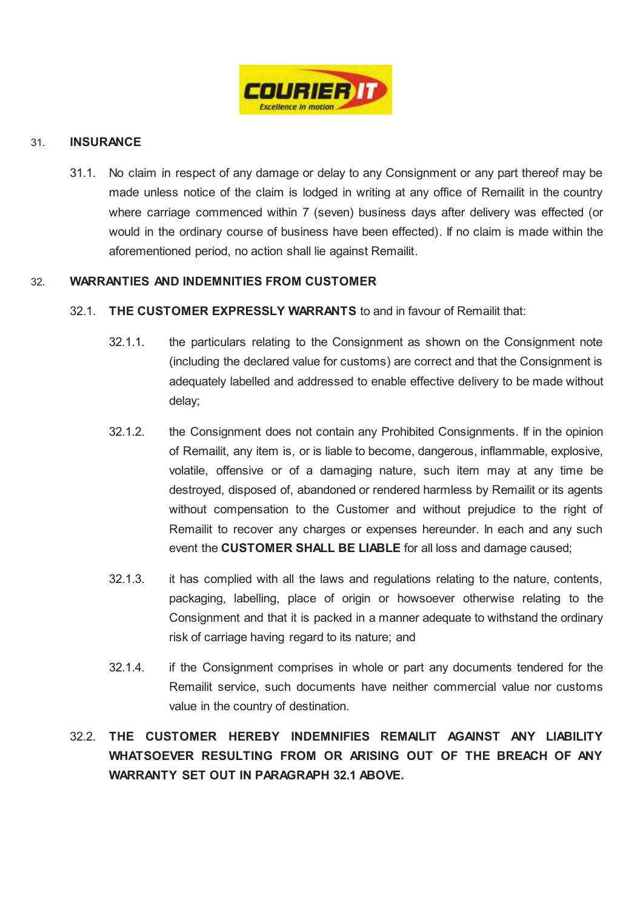## 31. INSURANCE

31.1. No claim in respect of any damage or delay to any Consignment or any part thereof may be made unless notice of the claim is lodged in writing at any office of Remailit in the country where carriage commenced within 7 (seven) business days after delivery was effected (or would in the ordinary course of business have been effected). If no claim is made within the aforementioned period, no action shall lie against Remailit.

## 32. WARRANTIES AND INDEMNITIES FROM CUSTOMER

32.1. **THE CUSTOMER EXPRESSLY WARRANTS** to and in favour of Remailit that:

32.1.1. the particulars relating to the Consignment as shown on the Consignment note (including the declared value for customs) are correct and that the Consignment is adequately labelled and addressed to enable effective delivery to be made without delay;

32.1.2. the Consignment does not contain any Prohibited Consignments. If in the opinion of Remailit, any item is, or is liable to become, dangerous, inflammable, explosive, volatile, offensive or of a damaging nature, such item may at any time be destroyed, disposed of, abandoned or rendered harmless by Remailit or its agents without compensation to the Customer and without prejudice to the right of Remailit to recover any charges or expenses hereunder. In each and any such event the **CUSTOMER SHALL BE LIABLE** for all loss and damage caused;

32.1.3. it has complied with all the laws and regulations relating to the nature, contents, packaging, labelling, place of origin or howsoever otherwise relating to the Consignment and that it is packed in a manner adequate to withstand the ordinary risk of carriage having regard to its nature; and

32.1.4. if the Consignment comprises in whole or part any documents tendered for the Remailit service, such documents have neither commercial value nor customs value in the country of destination.

32.2. **THE CUSTOMER HEREBY INDEMNIFIES REMAILIT AGAINST ANY LIABILITY WHATSOEVER RESULTING FROM OR ARISING OUT OF THE BREACH OF ANY WARRANTY SET OUT IN PARAGRAPH 32.1 ABOVE.**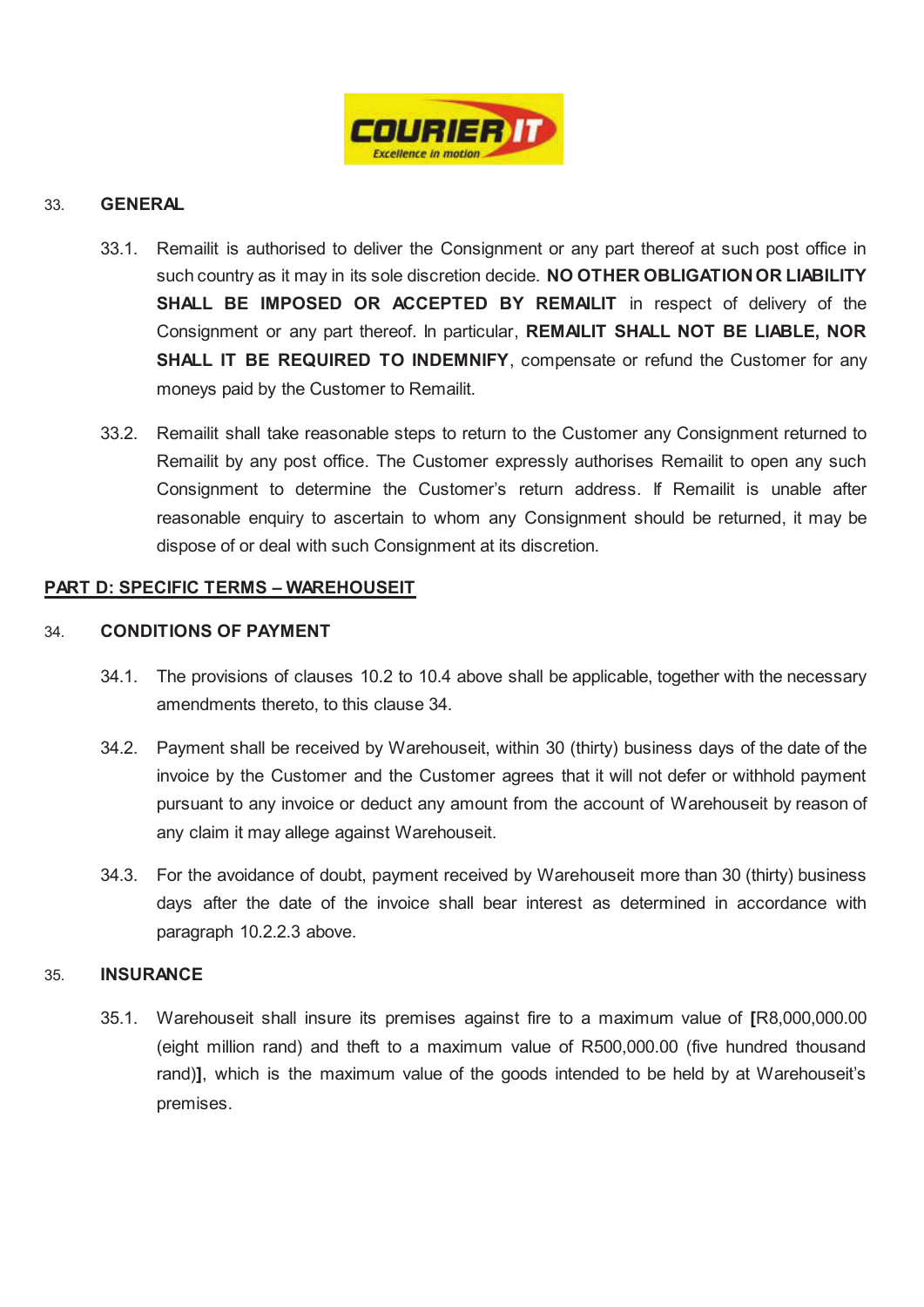## 33. GENERAL

33.1. Remailit is authorised to deliver the Consignment or any part thereof at such post office in such country as it may in its sole discretion decide. **NO OTHER OBLIGATION OR LIABILITY SHALL BE IMPOSED OR ACCEPTED BY REMAILIT** in respect of delivery of the Consignment or any part thereof. In particular, **REMAILIT SHALL NOT BE LIABLE, NOR SHALL IT BE REQUIRED TO INDEMNIFY**, compensate or refund the Customer for any moneys paid by the Customer to Remailit.

33.2. Remailit shall take reasonable steps to return to the Customer any Consignment returned to Remailit by any post office. The Customer expressly authorises Remailit to open any such Consignment to determine the Customer's return address. If Remailit is unable after reasonable enquiry to ascertain to whom any Consignment should be returned, it may be dispose of or deal with such Consignment at its discretion.

## PART D: SPECIFIC TERMS – WAREHOUSEIT

## 34. CONDITIONS OF PAYMENT

34.1. The provisions of clauses 10.2 to 10.4 above shall be applicable, together with the necessary amendments thereto, to this clause 34.

34.2. Payment shall be received by Warehouseit, within 30 (thirty) business days of the date of the invoice by the Customer and the Customer agrees that it will not defer or withhold payment pursuant to any invoice or deduct any amount from the account of Warehouseit by reason of any claim it may allege against Warehouseit.

34.3. For the avoidance of doubt, payment received by Warehouseit more than 30 (thirty) business days after the date of the invoice shall bear interest as determined in accordance with paragraph 10.2.2.3 above.

## 35. INSURANCE

35.1. Warehouseit shall insure its premises against fire to a maximum value of **[**R8,000,000.00 (eight million rand) and theft to a maximum value of R500,000.00 (five hundred thousand rand)**]**, which is the maximum value of the goods intended to be held by at Warehouseit's premises.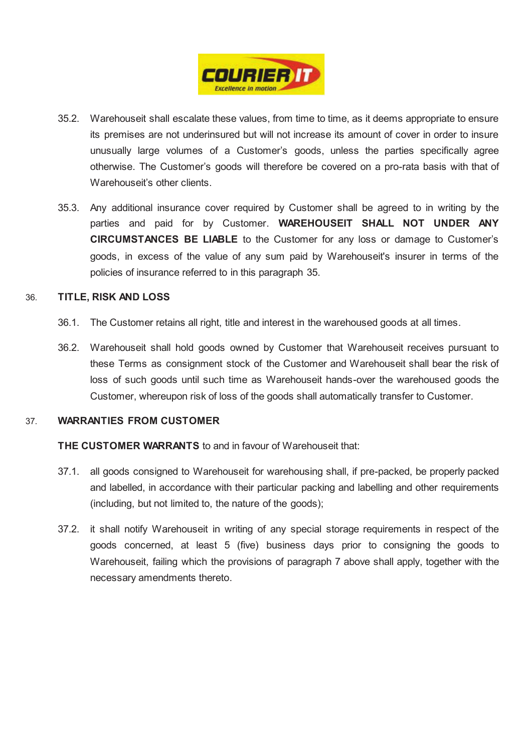35.2. Warehouseit shall escalate these values, from time to time, as it deems appropriate to ensure its premises are not underinsured but will not increase its amount of cover in order to insure unusually large volumes of a Customer's goods, unless the parties specifically agree otherwise. The Customer's goods will therefore be covered on a pro-rata basis with that of Warehouseit's other clients.

35.3. Any additional insurance cover required by Customer shall be agreed to in writing by the parties and paid for by Customer. **WAREHOUSEIT SHALL NOT UNDER ANY CIRCUMSTANCES BE LIABLE** to the Customer for any loss or damage to Customer's goods, in excess of the value of any sum paid by Warehouseit's insurer in terms of the policies of insurance referred to in this paragraph 35.

## 36. TITLE, RISK AND LOSS

36.1. The Customer retains all right, title and interest in the warehoused goods at all times.

36.2. Warehouseit shall hold goods owned by Customer that Warehouseit receives pursuant to these Terms as consignment stock of the Customer and Warehouseit shall bear the risk of loss of such goods until such time as Warehouseit hands-over the warehoused goods the Customer, whereupon risk of loss of the goods shall automatically transfer to Customer.

## 37. WARRANTIES FROM CUSTOMER

**THE CUSTOMER WARRANTS** to and in favour of Warehouseit that:

37.1. all goods consigned to Warehouseit for warehousing shall, if pre-packed, be properly packed and labelled, in accordance with their particular packing and labelling and other requirements (including, but not limited to, the nature of the goods);

37.2. it shall notify Warehouseit in writing of any special storage requirements in respect of the goods concerned, at least 5 (five) business days prior to consigning the goods to Warehouseit, failing which the provisions of paragraph 7 above shall apply, together with the necessary amendments thereto.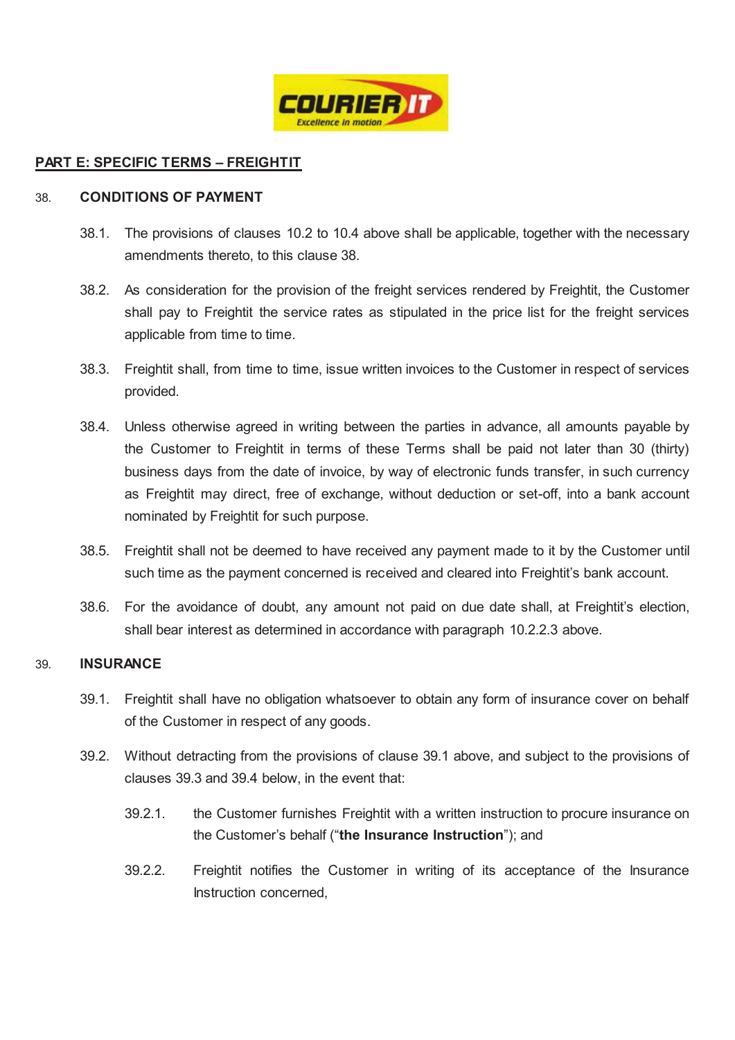## PART E: SPECIFIC TERMS – FREIGHTIT

### 38. CONDITIONS OF PAYMENT

38.1. The provisions of clauses 10.2 to 10.4 above shall be applicable, together with the necessary amendments thereto, to this clause 38.

38.2. As consideration for the provision of the freight services rendered by Freightit, the Customer shall pay to Freightit the service rates as stipulated in the price list for the freight services applicable from time to time.

38.3. Freightit shall, from time to time, issue written invoices to the Customer in respect of services provided.

38.4. Unless otherwise agreed in writing between the parties in advance, all amounts payable by the Customer to Freightit in terms of these Terms shall be paid not later than 30 (thirty) business days from the date of invoice, by way of electronic funds transfer, in such currency as Freightit may direct, free of exchange, without deduction or set-off, into a bank account nominated by Freightit for such purpose.

38.5. Freightit shall not be deemed to have received any payment made to it by the Customer until such time as the payment concerned is received and cleared into Freightit's bank account.

38.6. For the avoidance of doubt, any amount not paid on due date shall, at Freightit's election, shall bear interest as determined in accordance with paragraph 10.2.2.3 above.

### 39. INSURANCE

39.1. Freightit shall have no obligation whatsoever to obtain any form of insurance cover on behalf of the Customer in respect of any goods.

39.2. Without detracting from the provisions of clause 39.1 above, and subject to the provisions of clauses 39.3 and 39.4 below, in the event that:

39.2.1. the Customer furnishes Freightit with a written instruction to procure insurance on the Customer's behalf ("**the Insurance Instruction**"); and

39.2.2. Freightit notifies the Customer in writing of its acceptance of the Insurance Instruction concerned,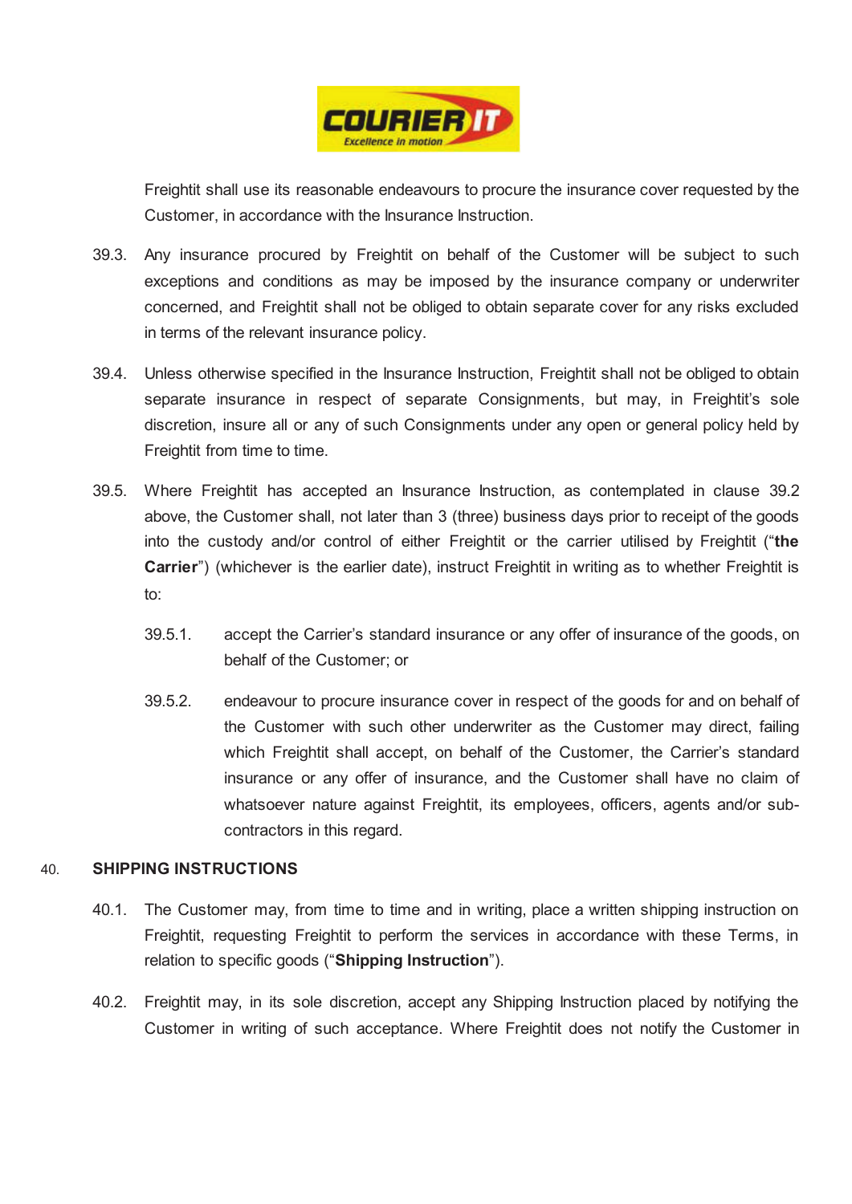Freightit shall use its reasonable endeavours to procure the insurance cover requested by the Customer, in accordance with the Insurance Instruction.

39.3. Any insurance procured by Freightit on behalf of the Customer will be subject to such exceptions and conditions as may be imposed by the insurance company or underwriter concerned, and Freightit shall not be obliged to obtain separate cover for any risks excluded in terms of the relevant insurance policy.

39.4. Unless otherwise specified in the Insurance Instruction, Freightit shall not be obliged to obtain separate insurance in respect of separate Consignments, but may, in Freightit's sole discretion, insure all or any of such Consignments under any open or general policy held by Freightit from time to time.

39.5. Where Freightit has accepted an Insurance Instruction, as contemplated in clause 39.2 above, the Customer shall, not later than 3 (three) business days prior to receipt of the goods into the custody and/or control of either Freightit or the carrier utilised by Freightit ("**the Carrier**") (whichever is the earlier date), instruct Freightit in writing as to whether Freightit is to:

39.5.1. accept the Carrier's standard insurance or any offer of insurance of the goods, on behalf of the Customer; or

39.5.2. endeavour to procure insurance cover in respect of the goods for and on behalf of the Customer with such other underwriter as the Customer may direct, failing which Freightit shall accept, on behalf of the Customer, the Carrier's standard insurance or any offer of insurance, and the Customer shall have no claim of whatsoever nature against Freightit, its employees, officers, agents and/or sub-contractors in this regard.

## 40. SHIPPING INSTRUCTIONS

40.1. The Customer may, from time to time and in writing, place a written shipping instruction on Freightit, requesting Freightit to perform the services in accordance with these Terms, in relation to specific goods ("**Shipping Instruction**").

40.2. Freightit may, in its sole discretion, accept any Shipping Instruction placed by notifying the Customer in writing of such acceptance. Where Freightit does not notify the Customer in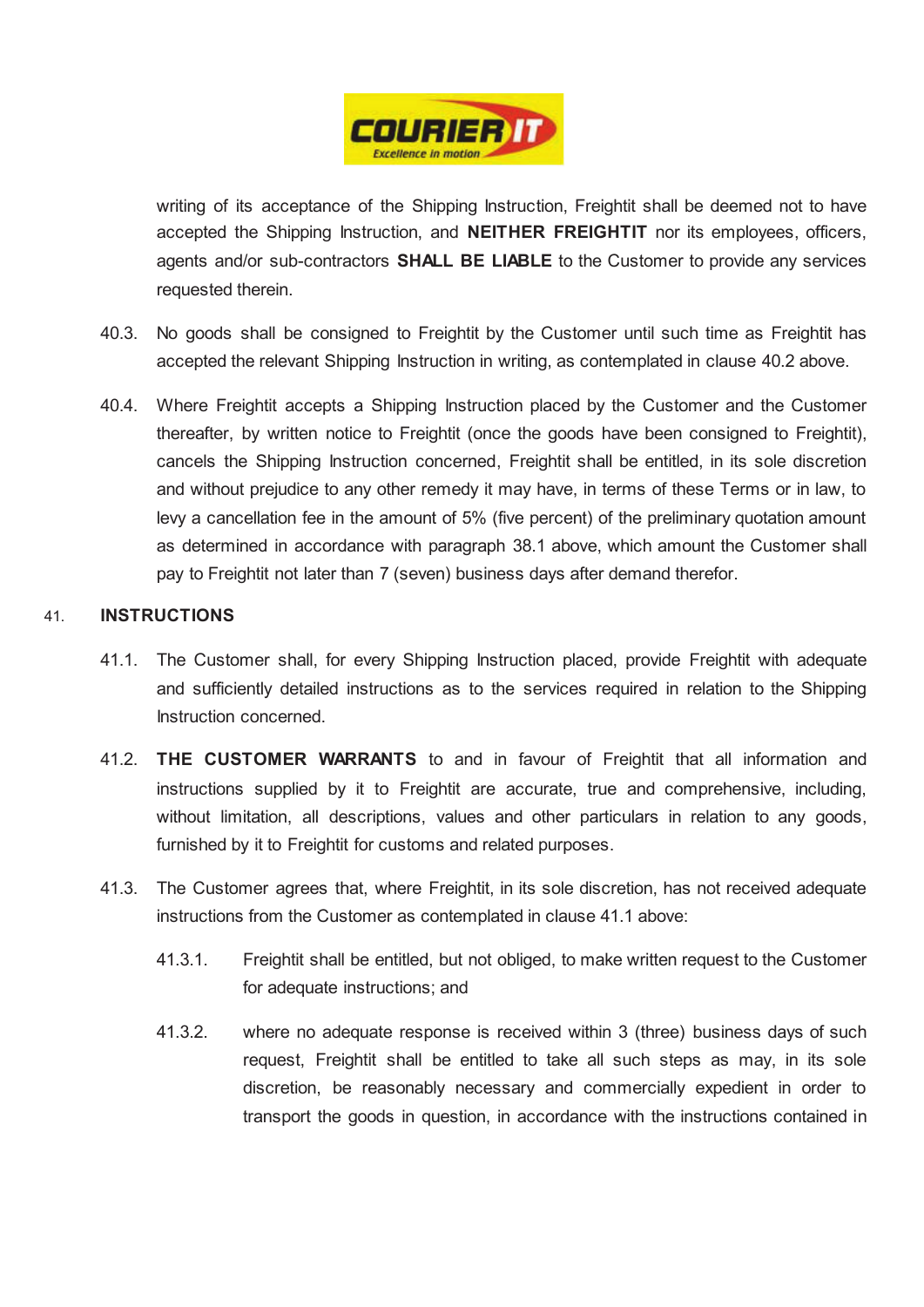writing of its acceptance of the Shipping Instruction, Freightit shall be deemed not to have accepted the Shipping Instruction, and **NEITHER FREIGHTIT** nor its employees, officers, agents and/or sub-contractors **SHALL BE LIABLE** to the Customer to provide any services requested therein.

40.3. No goods shall be consigned to Freightit by the Customer until such time as Freightit has accepted the relevant Shipping Instruction in writing, as contemplated in clause 40.2 above.

40.4. Where Freightit accepts a Shipping Instruction placed by the Customer and the Customer thereafter, by written notice to Freightit (once the goods have been consigned to Freightit), cancels the Shipping Instruction concerned, Freightit shall be entitled, in its sole discretion and without prejudice to any other remedy it may have, in terms of these Terms or in law, to levy a cancellation fee in the amount of 5% (five percent) of the preliminary quotation amount as determined in accordance with paragraph 38.1 above, which amount the Customer shall pay to Freightit not later than 7 (seven) business days after demand therefor.

## 41. INSTRUCTIONS

41.1. The Customer shall, for every Shipping Instruction placed, provide Freightit with adequate and sufficiently detailed instructions as to the services required in relation to the Shipping Instruction concerned.

41.2. **THE CUSTOMER WARRANTS** to and in favour of Freightit that all information and instructions supplied by it to Freightit are accurate, true and comprehensive, including, without limitation, all descriptions, values and other particulars in relation to any goods, furnished by it to Freightit for customs and related purposes.

41.3. The Customer agrees that, where Freightit, in its sole discretion, has not received adequate instructions from the Customer as contemplated in clause 41.1 above:

41.3.1. Freightit shall be entitled, but not obliged, to make written request to the Customer for adequate instructions; and

41.3.2. where no adequate response is received within 3 (three) business days of such request, Freightit shall be entitled to take all such steps as may, in its sole discretion, be reasonably necessary and commercially expedient in order to transport the goods in question, in accordance with the instructions contained in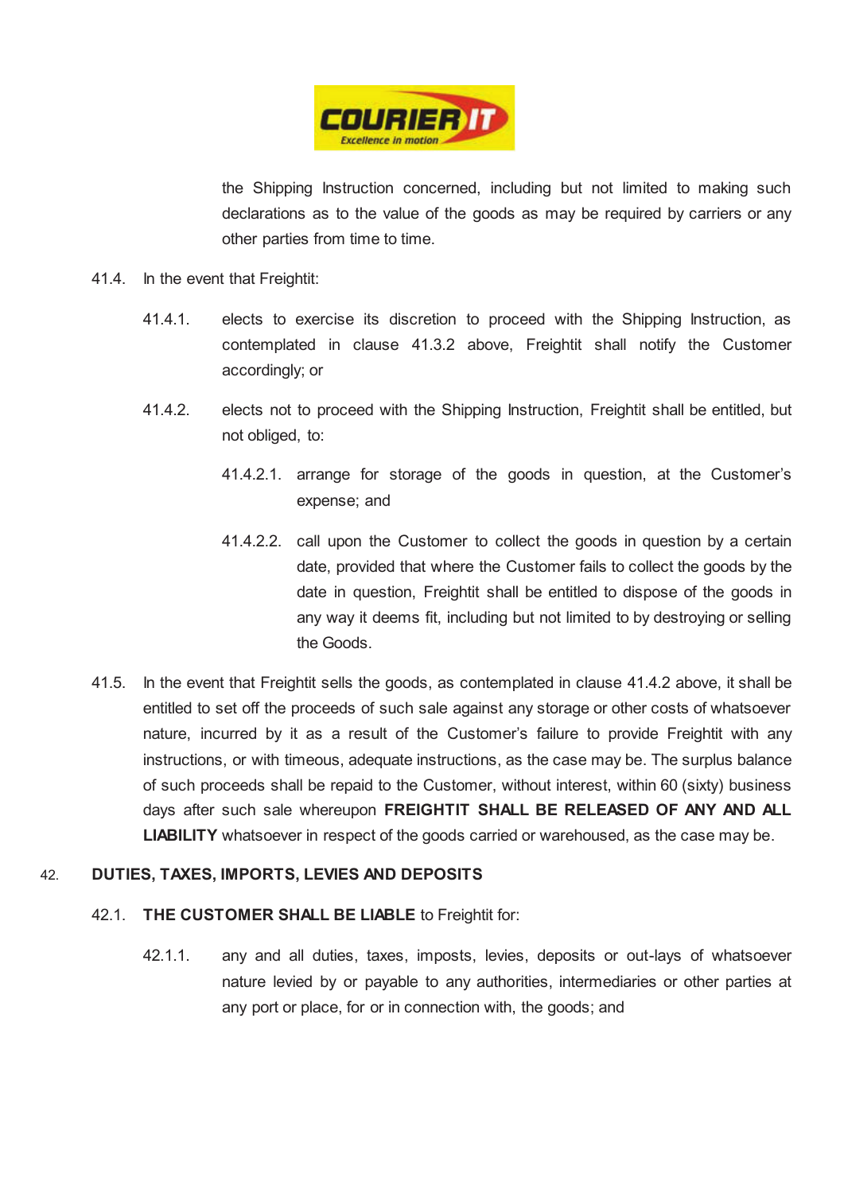the Shipping Instruction concerned, including but not limited to making such declarations as to the value of the goods as may be required by carriers or any other parties from time to time.

41.4. In the event that Freightit:

41.4.1. elects to exercise its discretion to proceed with the Shipping Instruction, as contemplated in clause 41.3.2 above, Freightit shall notify the Customer accordingly; or

41.4.2. elects not to proceed with the Shipping Instruction, Freightit shall be entitled, but not obliged, to:

41.4.2.1. arrange for storage of the goods in question, at the Customer's expense; and

41.4.2.2. call upon the Customer to collect the goods in question by a certain date, provided that where the Customer fails to collect the goods by the date in question, Freightit shall be entitled to dispose of the goods in any way it deems fit, including but not limited to by destroying or selling the Goods.

41.5. In the event that Freightit sells the goods, as contemplated in clause 41.4.2 above, it shall be entitled to set off the proceeds of such sale against any storage or other costs of whatsoever nature, incurred by it as a result of the Customer's failure to provide Freightit with any instructions, or with timeous, adequate instructions, as the case may be. The surplus balance of such proceeds shall be repaid to the Customer, without interest, within 60 (sixty) business days after such sale whereupon **FREIGHTIT SHALL BE RELEASED OF ANY AND ALL LIABILITY** whatsoever in respect of the goods carried or warehoused, as the case may be.

## 42. DUTIES, TAXES, IMPORTS, LEVIES AND DEPOSITS

42.1. **THE CUSTOMER SHALL BE LIABLE** to Freightit for:

42.1.1. any and all duties, taxes, imposts, levies, deposits or out-lays of whatsoever nature levied by or payable to any authorities, intermediaries or other parties at any port or place, for or in connection with, the goods; and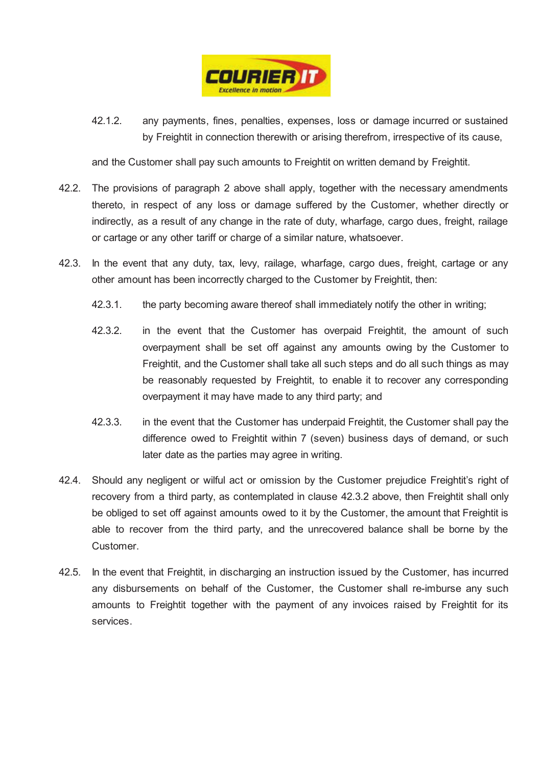42.1.2. any payments, fines, penalties, expenses, loss or damage incurred or sustained by Freightit in connection therewith or arising therefrom, irrespective of its cause,

and the Customer shall pay such amounts to Freightit on written demand by Freightit.

42.2. The provisions of paragraph 2 above shall apply, together with the necessary amendments thereto, in respect of any loss or damage suffered by the Customer, whether directly or indirectly, as a result of any change in the rate of duty, wharfage, cargo dues, freight, railage or cartage or any other tariff or charge of a similar nature, whatsoever.

42.3. In the event that any duty, tax, levy, railage, wharfage, cargo dues, freight, cartage or any other amount has been incorrectly charged to the Customer by Freightit, then:

42.3.1. the party becoming aware thereof shall immediately notify the other in writing;

42.3.2. in the event that the Customer has overpaid Freightit, the amount of such overpayment shall be set off against any amounts owing by the Customer to Freightit, and the Customer shall take all such steps and do all such things as may be reasonably requested by Freightit, to enable it to recover any corresponding overpayment it may have made to any third party; and

42.3.3. in the event that the Customer has underpaid Freightit, the Customer shall pay the difference owed to Freightit within 7 (seven) business days of demand, or such later date as the parties may agree in writing.

42.4. Should any negligent or wilful act or omission by the Customer prejudice Freightit's right of recovery from a third party, as contemplated in clause 42.3.2 above, then Freightit shall only be obliged to set off against amounts owed to it by the Customer, the amount that Freightit is able to recover from the third party, and the unrecovered balance shall be borne by the Customer.

42.5. In the event that Freightit, in discharging an instruction issued by the Customer, has incurred any disbursements on behalf of the Customer, the Customer shall re-imburse any such amounts to Freightit together with the payment of any invoices raised by Freightit for its services.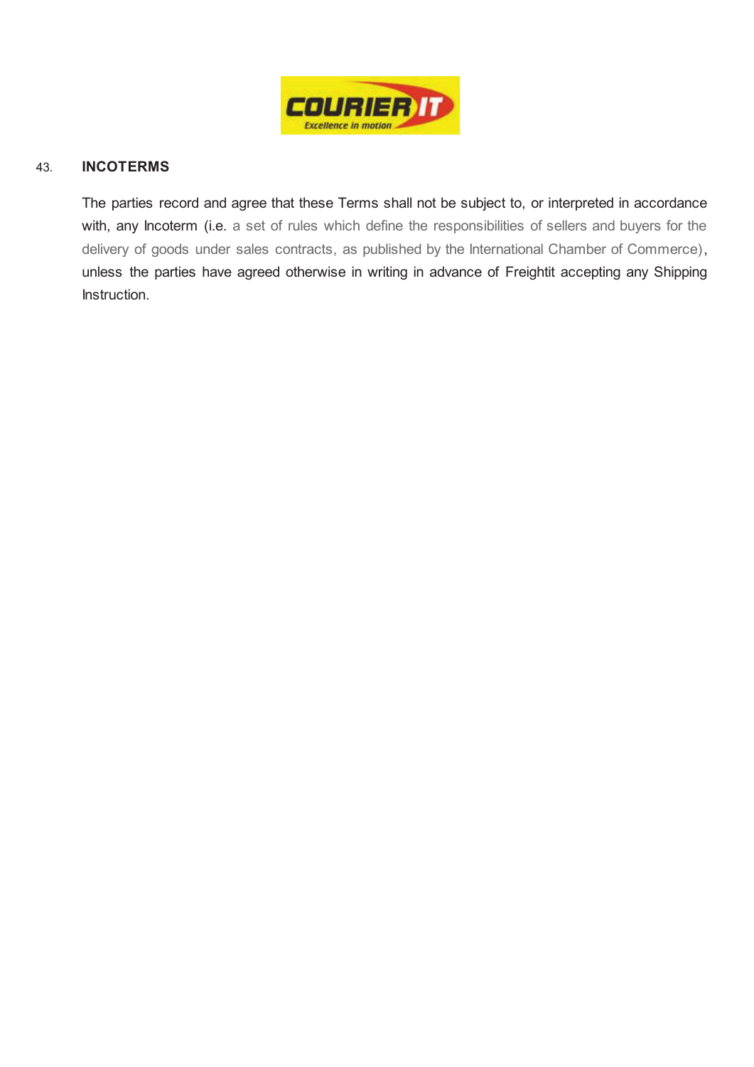## 43. INCOTERMS

The parties record and agree that these Terms shall not be subject to, or interpreted in accordance with, any Incoterm (i.e. a set of rules which define the responsibilities of sellers and buyers for the delivery of goods under sales contracts, as published by the International Chamber of Commerce), unless the parties have agreed otherwise in writing in advance of Freightit accepting any Shipping Instruction.